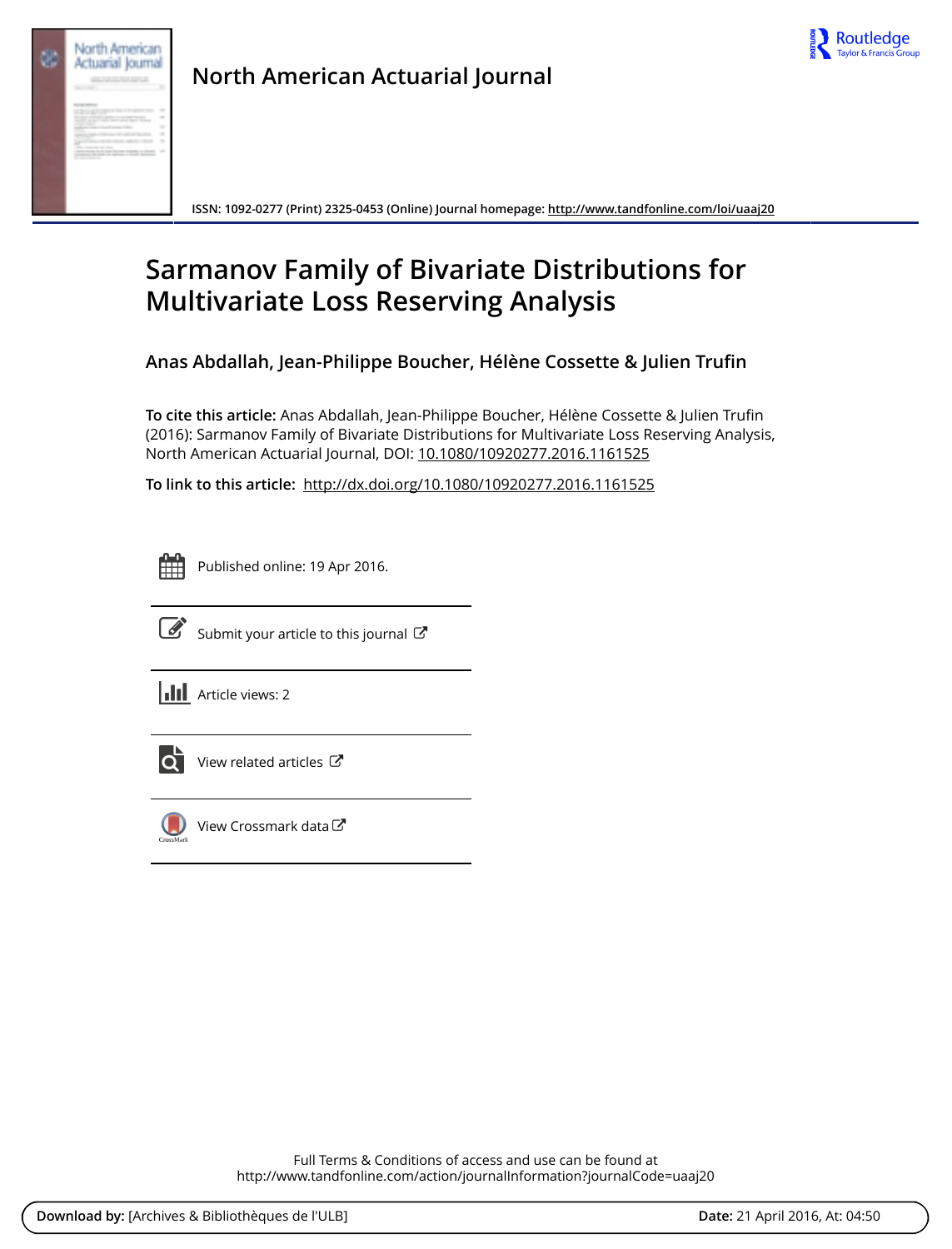North American Actuarial Journal

ISSN: 1092-0277 (Print) 2325-0453 (Online) Journal homepage: http://www.tandfonline.com/loi/uaaj20

# Sarmanov Family of Bivariate Distributions for Multivariate Loss Reserving Analysis

**Anas Abdallah, Jean-Philippe Boucher, Hélène Cossette & Julien Trufin**

**To cite this article:** Anas Abdallah, Jean-Philippe Boucher, Hélène Cossette & Julien Trufin (2016): Sarmanov Family of Bivariate Distributions for Multivariate Loss Reserving Analysis, North American Actuarial Journal, DOI: 10.1080/10920277.2016.1161525

**To link to this article:** http://dx.doi.org/10.1080/10920277.2016.1161525

Published online: 19 Apr 2016.

Submit your article to this journal

Article views: 2

View related articles

View Crossmark data

Full Terms & Conditions of access and use can be found at
http://www.tandfonline.com/action/journalInformation?journalCode=uaaj20

**Download by:** [Archives & Bibliothèques de l'ULB]

**Date:** 21 April 2016, At: 04:50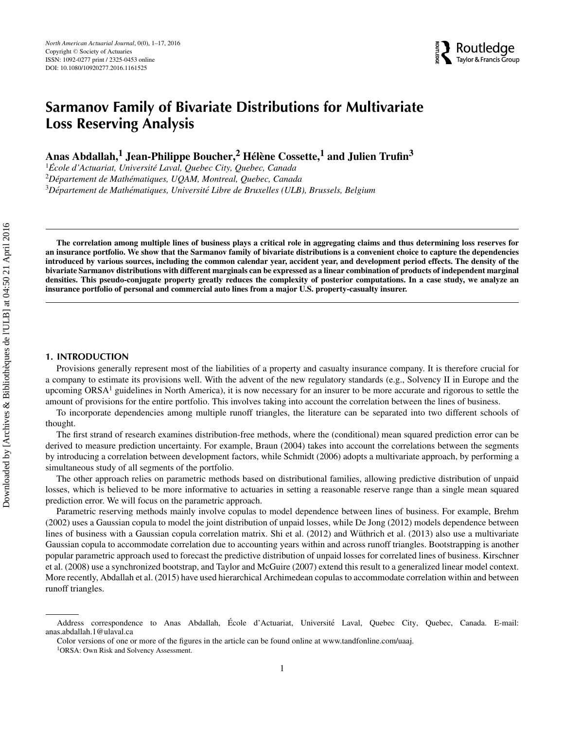# Sarmanov Family of Bivariate Distributions for Multivariate Loss Reserving Analysis

**Anas Abdallah,[1] Jean-Philippe Boucher,[2] Hélène Cossette,[1] and Julien Trufin[3]**

[1]*École d'Actuariat, Université Laval, Quebec City, Quebec, Canada*
[2]*Département de Mathématiques, UQAM, Montreal, Quebec, Canada*
[3]*Département de Mathématiques, Université Libre de Bruxelles (ULB), Brussels, Belgium*

**The correlation among multiple lines of business plays a critical role in aggregating claims and thus determining loss reserves for an insurance portfolio. We show that the Sarmanov family of bivariate distributions is a convenient choice to capture the dependencies introduced by various sources, including the common calendar year, accident year, and development period effects. The density of the bivariate Sarmanov distributions with different marginals can be expressed as a linear combination of products of independent marginal densities. This pseudo-conjugate property greatly reduces the complexity of posterior computations. In a case study, we analyze an insurance portfolio of personal and commercial auto lines from a major U.S. property-casualty insurer.**

## 1. INTRODUCTION

Provisions generally represent most of the liabilities of a property and casualty insurance company. It is therefore crucial for a company to estimate its provisions well. With the advent of the new regulatory standards (e.g., Solvency II in Europe and the upcoming ORSA[1] guidelines in North America), it is now necessary for an insurer to be more accurate and rigorous to settle the amount of provisions for the entire portfolio. This involves taking into account the correlation between the lines of business.

To incorporate dependencies among multiple runoff triangles, the literature can be separated into two different schools of thought.

The first strand of research examines distribution-free methods, where the (conditional) mean squared prediction error can be derived to measure prediction uncertainty. For example, Braun (2004) takes into account the correlations between the segments by introducing a correlation between development factors, while Schmidt (2006) adopts a multivariate approach, by performing a simultaneous study of all segments of the portfolio.

The other approach relies on parametric methods based on distributional families, allowing predictive distribution of unpaid losses, which is believed to be more informative to actuaries in setting a reasonable reserve range than a single mean squared prediction error. We will focus on the parametric approach.

Parametric reserving methods mainly involve copulas to model dependence between lines of business. For example, Brehm (2002) uses a Gaussian copula to model the joint distribution of unpaid losses, while De Jong (2012) models dependence between lines of business with a Gaussian copula correlation matrix. Shi et al. (2012) and Wüthrich et al. (2013) also use a multivariate Gaussian copula to accommodate correlation due to accounting years within and across runoff triangles. Bootstrapping is another popular parametric approach used to forecast the predictive distribution of unpaid losses for correlated lines of business. Kirschner et al. (2008) use a synchronized bootstrap, and Taylor and McGuire (2007) extend this result to a generalized linear model context. More recently, Abdallah et al. (2015) have used hierarchical Archimedean copulas to accommodate correlation within and between runoff triangles.

---

Address correspondence to Anas Abdallah, École d'Actuariat, Université Laval, Quebec City, Quebec, Canada. E-mail: anas.abdallah.1@ulaval.ca

Color versions of one or more of the figures in the article can be found online at www.tandfonline.com/uaaj.

[1]ORSA: Own Risk and Solvency Assessment.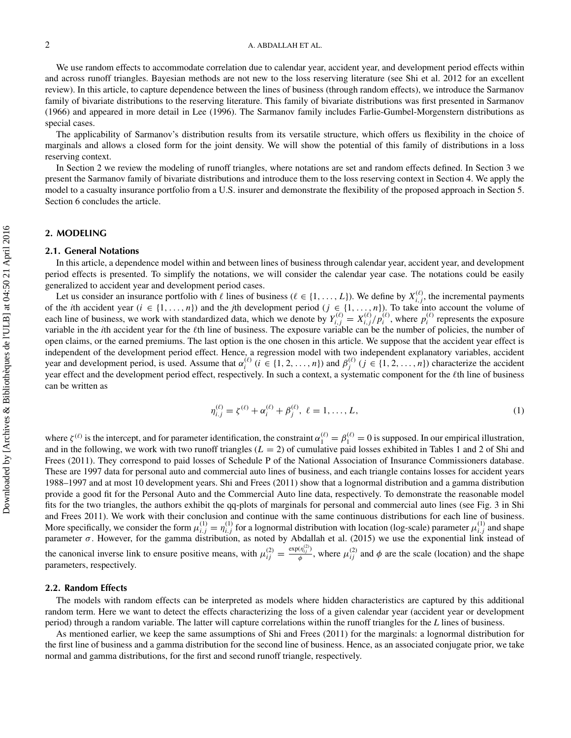We use random effects to accommodate correlation due to calendar year, accident year, and development period effects within and across runoff triangles. Bayesian methods are not new to the loss reserving literature (see Shi et al. 2012 for an excellent review). In this article, to capture dependence between the lines of business (through random effects), we introduce the Sarmanov family of bivariate distributions to the reserving literature. This family of bivariate distributions was first presented in Sarmanov (1966) and appeared in more detail in Lee (1996). The Sarmanov family includes Farlie-Gumbel-Morgenstern distributions as special cases.

The applicability of Sarmanov's distribution results from its versatile structure, which offers us flexibility in the choice of marginals and allows a closed form for the joint density. We will show the potential of this family of distributions in a loss reserving context.

In Section 2 we review the modeling of runoff triangles, where notations are set and random effects defined. In Section 3 we present the Sarmanov family of bivariate distributions and introduce them to the loss reserving context in Section 4. We apply the model to a casualty insurance portfolio from a U.S. insurer and demonstrate the flexibility of the proposed approach in Section 5. Section 6 concludes the article.

## 2. MODELING

### 2.1. General Notations

In this article, a dependence model within and between lines of business through calendar year, accident year, and development period effects is presented. To simplify the notations, we will consider the calendar year case. The notations could be easily generalized to accident year and development period cases.

Let us consider an insurance portfolio with $\ell$ lines of business ($\ell \in \{1, \ldots, L\}$). We define by $X^{(\ell)}_{i,j}$, the incremental payments of the $i$th accident year ($i \in \{1, \ldots, n\}$) and the $j$th development period ($j \in \{1, \ldots, n\}$). To take into account the volume of each line of business, we work with standardized data, which we denote by $Y^{(\ell)}_{i,j} = X^{(\ell)}_{i,j}/p^{(\ell)}_i$, where $p^{(\ell)}_i$ represents the exposure variable in the $i$th accident year for the $\ell$th line of business. The exposure variable can be the number of policies, the number of open claims, or the earned premiums. The last option is the one chosen in this article. We suppose that the accident year effect is independent of the development period effect. Hence, a regression model with two independent explanatory variables, accident year and development period, is used. Assume that $\alpha^{(\ell)}_i$ ($i \in \{1, 2, \ldots, n\}$) and $\beta^{(\ell)}_j$ ($j \in \{1, 2, \ldots, n\}$) characterize the accident year effect and the development period effect, respectively. In such a context, a systematic component for the $\ell$th line of business can be written as

$$\eta^{(\ell)}_{i,j} = \zeta^{(\ell)} + \alpha^{(\ell)}_i + \beta^{(\ell)}_j, \ \ell = 1, \ldots, L, \tag{1}$$

where $\zeta^{(\ell)}$ is the intercept, and for parameter identification, the constraint $\alpha^{(\ell)}_1 = \beta^{(\ell)}_1 = 0$ is supposed. In our empirical illustration, and in the following, we work with two runoff triangles ($L = 2$) of cumulative paid losses exhibited in Tables 1 and 2 of Shi and Frees (2011). They correspond to paid losses of Schedule P of the National Association of Insurance Commissioners database. These are 1997 data for personal auto and commercial auto lines of business, and each triangle contains losses for accident years 1988–1997 and at most 10 development years. Shi and Frees (2011) show that a lognormal distribution and a gamma distribution provide a good fit for the Personal Auto and the Commercial Auto line data, respectively. To demonstrate the reasonable model fits for the two triangles, the authors exhibit the qq-plots of marginals for personal and commercial auto lines (see Fig. 3 in Shi and Frees 2011). We work with their conclusion and continue with the same continuous distributions for each line of business. More specifically, we consider the form $\mu^{(1)}_{i,j} = \eta^{(1)}_{i,j}$ for a lognormal distribution with location (log-scale) parameter $\mu^{(1)}_{i,j}$ and shape parameter $\sigma$. However, for the gamma distribution, as noted by Abdallah et al. (2015) we use the exponential link instead of the canonical inverse link to ensure positive means, with $\mu^{(2)}_{ij} = \frac{\exp(\eta^{(2)}_{ij})}{\phi}$, where $\mu^{(2)}_{ij}$ and $\phi$ are the scale (location) and the shape parameters, respectively.

### 2.2. Random Effects

The models with random effects can be interpreted as models where hidden characteristics are captured by this additional random term. Here we want to detect the effects characterizing the loss of a given calendar year (accident year or development period) through a random variable. The latter will capture correlations within the runoff triangles for the $L$ lines of business.

As mentioned earlier, we keep the same assumptions of Shi and Frees (2011) for the marginals: a lognormal distribution for the first line of business and a gamma distribution for the second line of business. Hence, as an associated conjugate prior, we take normal and gamma distributions, for the first and second runoff triangle, respectively.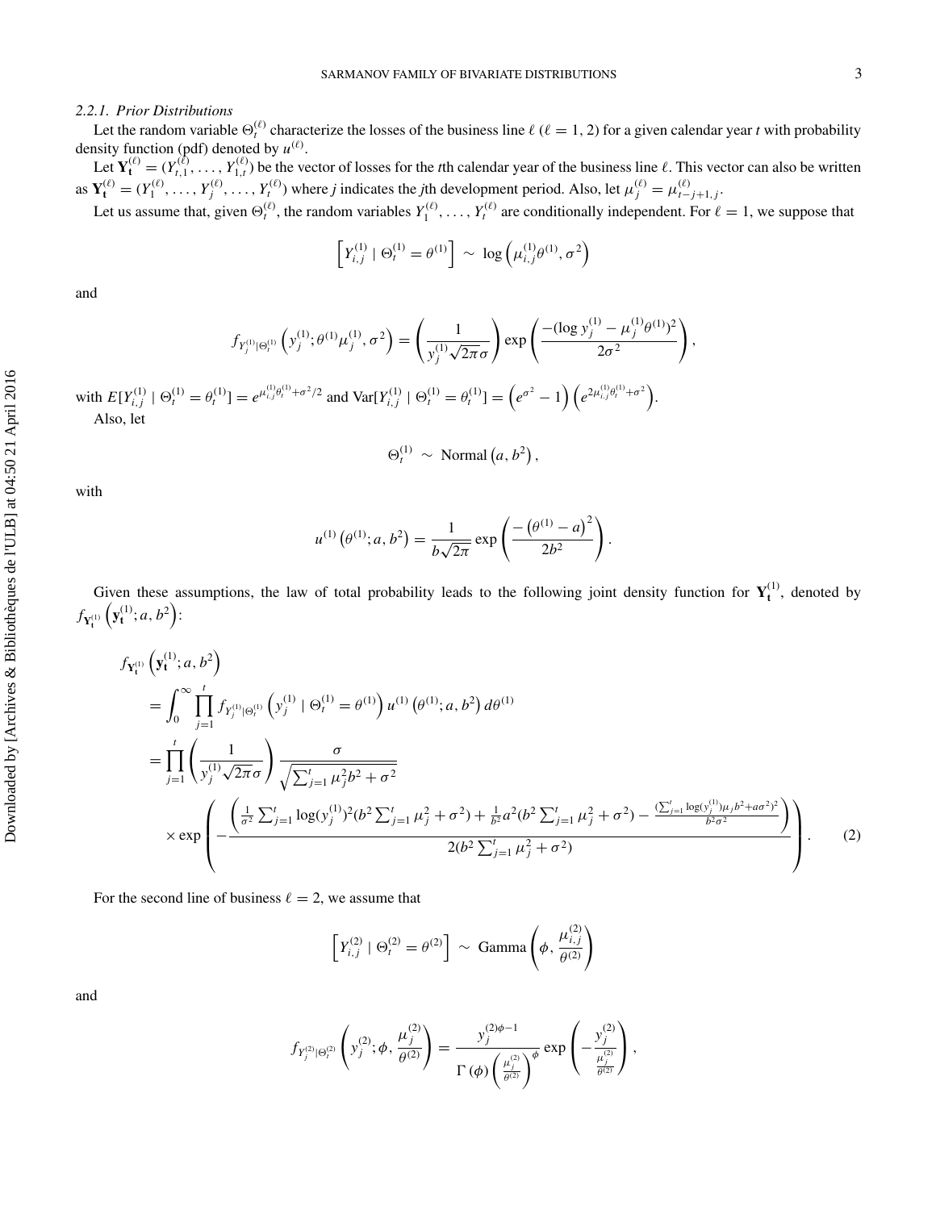#### 2.2.1. Prior Distributions

Let the random variable $\Theta_t^{(\ell)}$ characterize the losses of the business line $\ell$ ($\ell = 1, 2$) for a given calendar year $t$ with probability density function (pdf) denoted by $u^{(\ell)}$.

Let $\mathbf{Y_t}^{(\ell)} = (Y_{t,1}^{(\ell)}, \ldots, Y_{1,t}^{(\ell)})$ be the vector of losses for the $t$th calendar year of the business line $\ell$. This vector can also be written as $\mathbf{Y_t}^{(\ell)} = (Y_1^{(\ell)}, \ldots, Y_j^{(\ell)}, \ldots, Y_t^{(\ell)})$ where $j$ indicates the $j$th development period. Also, let $\mu_j^{(\ell)} = \mu_{t-j+1,j}^{(\ell)}$.

Let us assume that, given $\Theta_t^{(\ell)}$, the random variables $Y_1^{(\ell)}, \ldots, Y_t^{(\ell)}$ are conditionally independent. For $\ell = 1$, we suppose that

$$\left[Y_{i,j}^{(1)} \mid \Theta_t^{(1)} = \theta^{(1)}\right] \sim \log\left(\mu_{i,j}^{(1)}\theta^{(1)}, \sigma^2\right)$$

and

$$f_{Y_j^{(1)}|\Theta_t^{(1)}}\left(y_j^{(1)}; \theta^{(1)}\mu_j^{(1)}, \sigma^2\right) = \left(\frac{1}{y_j^{(1)}\sqrt{2\pi}\sigma}\right)\exp\left(\frac{-(\log y_j^{(1)} - \mu_j^{(1)}\theta^{(1)})^2}{2\sigma^2}\right),$$

with $E[Y_{i,j}^{(1)} \mid \Theta_t^{(1)} = \theta_t^{(1)}] = e^{\mu_{i,j}^{(1)}\theta_t^{(1)} + \sigma^2/2}$ and $\text{Var}[Y_{i,j}^{(1)} \mid \Theta_t^{(1)} = \theta_t^{(1)}] = \left(e^{\sigma^2} - 1\right)\left(e^{2\mu_{i,j}^{(1)}\theta_t^{(1)} + \sigma^2}\right)$.

Also, let

$$\Theta_t^{(1)} \sim \text{Normal}\left(a, b^2\right),$$

with

$$u^{(1)}\left(\theta^{(1)}; a, b^2\right) = \frac{1}{b\sqrt{2\pi}}\exp\left(\frac{-\left(\theta^{(1)} - a\right)^2}{2b^2}\right).$$

Given these assumptions, the law of total probability leads to the following joint density function for $\mathbf{Y_t}^{(1)}$, denoted by $f_{\mathbf{Y_t}^{(1)}}\left(\mathbf{y_t}^{(1)}; a, b^2\right)$:

$$\begin{aligned}
&f_{\mathbf{Y_t}^{(1)}}\left(\mathbf{y_t}^{(1)}; a, b^2\right) \\
&= \int_0^\infty \prod_{j=1}^t f_{Y_j^{(1)}|\Theta_t^{(1)}}\left(y_j^{(1)} \mid \Theta_t^{(1)} = \theta^{(1)}\right) u^{(1)}\left(\theta^{(1)}; a, b^2\right) d\theta^{(1)} \\
&= \prod_{j=1}^t \left(\frac{1}{y_j^{(1)}\sqrt{2\pi}\sigma}\right) \frac{\sigma}{\sqrt{\sum_{j=1}^t \mu_j^2 b^2 + \sigma^2}} \\
&\quad \times \exp\left(-\frac{\left(\frac{1}{\sigma^2}\sum_{j=1}^t \log(y_j^{(1)})^2(b^2\sum_{j=1}^t \mu_j^2 + \sigma^2) + \frac{1}{b^2}a^2(b^2\sum_{j=1}^t \mu_j^2 + \sigma^2) - \frac{(\sum_{j=1}^t \log(y_j^{(1)})\mu_j b^2 + a\sigma^2)^2}{b^2\sigma^2}\right)}{2(b^2\sum_{j=1}^t \mu_j^2 + \sigma^2)}\right).
\end{aligned} \tag{2}$$

For the second line of business $\ell = 2$, we assume that

$$\left[Y_{i,j}^{(2)} \mid \Theta_t^{(2)} = \theta^{(2)}\right] \sim \text{Gamma}\left(\phi, \frac{\mu_{i,j}^{(2)}}{\theta^{(2)}}\right)$$

and

$$f_{Y_j^{(2)}|\Theta_t^{(2)}}\left(y_j^{(2)}; \phi, \frac{\mu_j^{(2)}}{\theta^{(2)}}\right) = \frac{y_j^{(2)\phi-1}}{\Gamma(\phi)\left(\frac{\mu_j^{(2)}}{\theta^{(2)}}\right)^\phi}\exp\left(-\frac{y_j^{(2)}}{\frac{\mu_j^{(2)}}{\theta^{(2)}}}\right),$$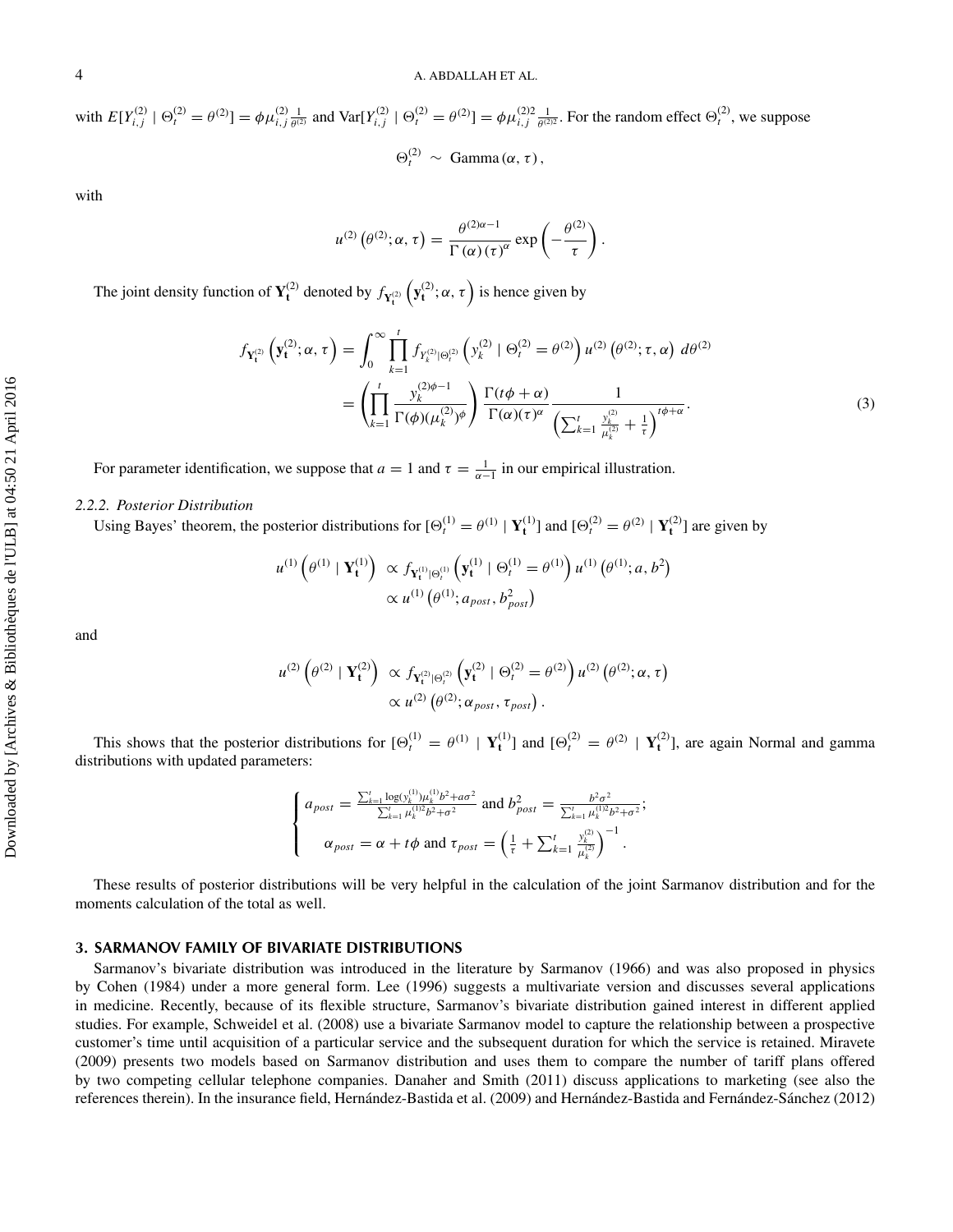with $E[Y_{i,j}^{(2)} \mid \Theta_t^{(2)} = \theta^{(2)}] = \phi \mu_{i,j}^{(2)} \frac{1}{\theta^{(2)}}$ and $\text{Var}[Y_{i,j}^{(2)} \mid \Theta_t^{(2)} = \theta^{(2)}] = \phi \mu_{i,j}^{(2)2} \frac{1}{\theta^{(2)2}}$. For the random effect $\Theta_t^{(2)}$, we suppose

$$\Theta_t^{(2)} \sim \text{Gamma}(\alpha, \tau),$$

with

$$u^{(2)}\left(\theta^{(2)}; \alpha, \tau\right) = \frac{\theta^{(2)\alpha-1}}{\Gamma(\alpha)(\tau)^{\alpha}} \exp\left(-\frac{\theta^{(2)}}{\tau}\right).$$

The joint density function of $\mathbf{Y_t^{(2)}}$ denoted by $f_{\mathbf{Y_t^{(2)}}}\left(\mathbf{y_t^{(2)}}; \alpha, \tau\right)$ is hence given by

$$\begin{aligned} f_{\mathbf{Y_t^{(2)}}}\left(\mathbf{y_t^{(2)}}; \alpha, \tau\right) &= \int_0^{\infty} \prod_{k=1}^{t} f_{Y_k^{(2)}|\Theta_t^{(2)}}\left(y_k^{(2)} \mid \Theta_t^{(2)} = \theta^{(2)}\right) u^{(2)}\left(\theta^{(2)}; \tau, \alpha\right) \, d\theta^{(2)} \\ &= \left(\prod_{k=1}^{t} \frac{y_k^{(2)\phi-1}}{\Gamma(\phi)(\mu_k^{(2)})^{\phi}}\right) \frac{\Gamma(t\phi+\alpha)}{\Gamma(\alpha)(\tau)^{\alpha}} \frac{1}{\left(\sum_{k=1}^{t} \frac{y_k^{(2)}}{\mu_k^{(2)}} + \frac{1}{\tau}\right)^{t\phi+\alpha}}. \end{aligned} \tag{3}$$

For parameter identification, we suppose that $a = 1$ and $\tau = \frac{1}{\alpha-1}$ in our empirical illustration.

### 2.2.2. *Posterior Distribution*

Using Bayes' theorem, the posterior distributions for $[\Theta_t^{(1)} = \theta^{(1)} \mid \mathbf{Y_t^{(1)}}]$ and $[\Theta_t^{(2)} = \theta^{(2)} \mid \mathbf{Y_t^{(2)}}]$ are given by

$$\begin{aligned} u^{(1)}\left(\theta^{(1)} \mid \mathbf{Y_t^{(1)}}\right) &\propto f_{\mathbf{Y_t^{(1)}}|\Theta_t^{(1)}}\left(\mathbf{y_t^{(1)}} \mid \Theta_t^{(1)} = \theta^{(1)}\right) u^{(1)}\left(\theta^{(1)}; a, b^2\right) \\ &\propto u^{(1)}\left(\theta^{(1)}; a_{post}, b_{post}^2\right) \end{aligned}$$

and

$$\begin{aligned} u^{(2)}\left(\theta^{(2)} \mid \mathbf{Y_t^{(2)}}\right) &\propto f_{\mathbf{Y_t^{(2)}}|\Theta_t^{(2)}}\left(\mathbf{y_t^{(2)}} \mid \Theta_t^{(2)} = \theta^{(2)}\right) u^{(2)}\left(\theta^{(2)}; \alpha, \tau\right) \\ &\propto u^{(2)}\left(\theta^{(2)}; \alpha_{post}, \tau_{post}\right). \end{aligned}$$

This shows that the posterior distributions for $[\Theta_t^{(1)} = \theta^{(1)} \mid \mathbf{Y_t^{(1)}}]$ and $[\Theta_t^{(2)} = \theta^{(2)} \mid \mathbf{Y_t^{(2)}}]$, are again Normal and gamma distributions with updated parameters:

$$\begin{cases} a_{post} = \frac{\sum_{k=1}^{t} \log(y_k^{(1)}) \mu_k^{(1)} b^2 + a\sigma^2}{\sum_{k=1}^{t} \mu_k^{(1)2} b^2 + \sigma^2} \text{ and } b_{post}^2 = \frac{b^2 \sigma^2}{\sum_{k=1}^{t} \mu_k^{(1)2} b^2 + \sigma^2}; \\ \alpha_{post} = \alpha + t\phi \text{ and } \tau_{post} = \left(\frac{1}{\tau} + \sum_{k=1}^{t} \frac{y_k^{(2)}}{\mu_k^{(2)}}\right)^{-1}. \end{cases}$$

These results of posterior distributions will be very helpful in the calculation of the joint Sarmanov distribution and for the moments calculation of the total as well.

## 3. SARMANOV FAMILY OF BIVARIATE DISTRIBUTIONS

Sarmanov's bivariate distribution was introduced in the literature by Sarmanov (1966) and was also proposed in physics by Cohen (1984) under a more general form. Lee (1996) suggests a multivariate version and discusses several applications in medicine. Recently, because of its flexible structure, Sarmanov's bivariate distribution gained interest in different applied studies. For example, Schweidel et al. (2008) use a bivariate Sarmanov model to capture the relationship between a prospective customer's time until acquisition of a particular service and the subsequent duration for which the service is retained. Miravete (2009) presents two models based on Sarmanov distribution and uses them to compare the number of tariff plans offered by two competing cellular telephone companies. Danaher and Smith (2011) discuss applications to marketing (see also the references therein). In the insurance field, Hernández-Bastida et al. (2009) and Hernández-Bastida and Fernández-Sánchez (2012)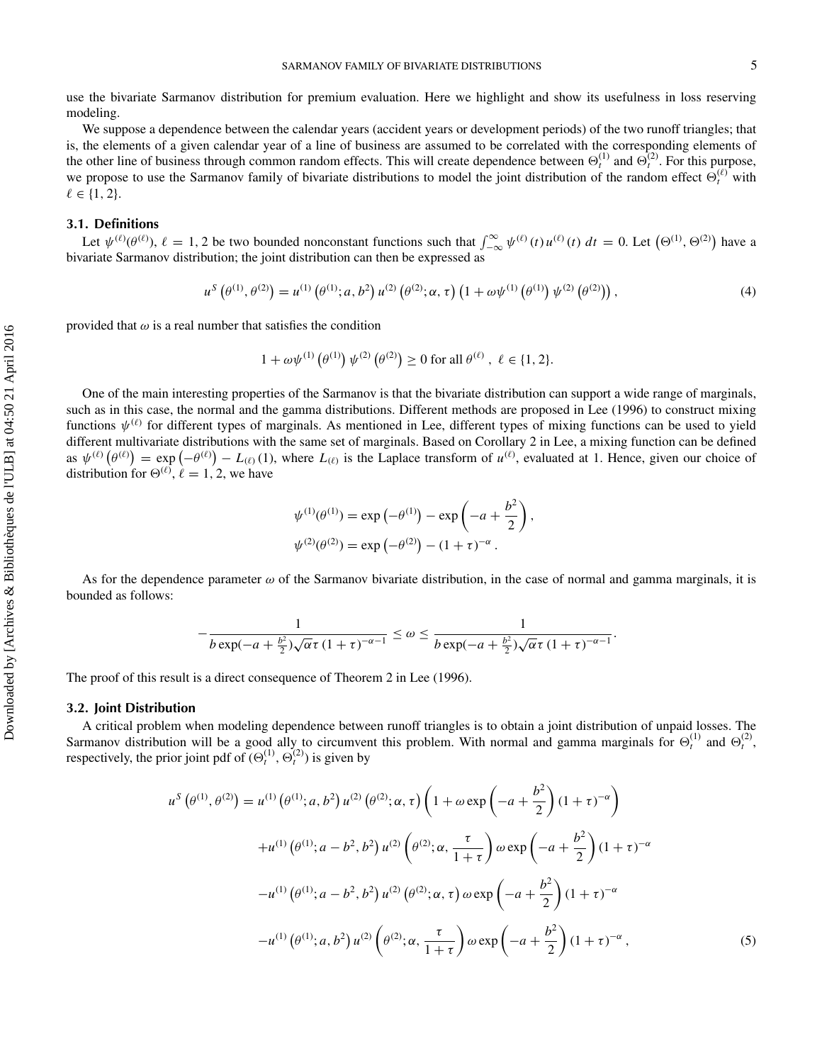use the bivariate Sarmanov distribution for premium evaluation. Here we highlight and show its usefulness in loss reserving modeling.

We suppose a dependence between the calendar years (accident years or development periods) of the two runoff triangles; that is, the elements of a given calendar year of a line of business are assumed to be correlated with the corresponding elements of the other line of business through common random effects. This will create dependence between $\Theta_t^{(1)}$ and $\Theta_t^{(2)}$. For this purpose, we propose to use the Sarmanov family of bivariate distributions to model the joint distribution of the random effect $\Theta_t^{(\ell)}$ with $\ell \in \{1, 2\}$.

### 3.1. Definitions

Let $\psi^{(\ell)}(\theta^{(\ell)})$, $\ell = 1, 2$ be two bounded nonconstant functions such that $\int_{-\infty}^{\infty} \psi^{(\ell)}(t) u^{(\ell)}(t)\, dt = 0$. Let $\left(\Theta^{(1)}, \Theta^{(2)}\right)$ have a bivariate Sarmanov distribution; the joint distribution can then be expressed as

$$u^S\left(\theta^{(1)}, \theta^{(2)}\right) = u^{(1)}\left(\theta^{(1)}; a, b^2\right) u^{(2)}\left(\theta^{(2)}; \alpha, \tau\right)\left(1 + \omega \psi^{(1)}\left(\theta^{(1)}\right) \psi^{(2)}\left(\theta^{(2)}\right)\right), \tag{4}$$

provided that $\omega$ is a real number that satisfies the condition

$$1 + \omega \psi^{(1)}\left(\theta^{(1)}\right) \psi^{(2)}\left(\theta^{(2)}\right) \geq 0 \text{ for all } \theta^{(\ell)},\ \ell \in \{1, 2\}.$$

One of the main interesting properties of the Sarmanov is that the bivariate distribution can support a wide range of marginals, such as in this case, the normal and the gamma distributions. Different methods are proposed in Lee (1996) to construct mixing functions $\psi^{(\ell)}$ for different types of marginals. As mentioned in Lee, different types of mixing functions can be used to yield different multivariate distributions with the same set of marginals. Based on Corollary 2 in Lee, a mixing function can be defined as $\psi^{(\ell)}\left(\theta^{(\ell)}\right) = \exp\left(-\theta^{(\ell)}\right) - L_{(\ell)}(1)$, where $L_{(\ell)}$ is the Laplace transform of $u^{(\ell)}$, evaluated at 1. Hence, given our choice of distribution for $\Theta^{(\ell)}$, $\ell = 1, 2$, we have

$$\psi^{(1)}(\theta^{(1)}) = \exp\left(-\theta^{(1)}\right) - \exp\left(-a + \frac{b^2}{2}\right),$$
$$\psi^{(2)}(\theta^{(2)}) = \exp\left(-\theta^{(2)}\right) - (1 + \tau)^{-\alpha}.$$

As for the dependence parameter $\omega$ of the Sarmanov bivariate distribution, in the case of normal and gamma marginals, it is bounded as follows:

$$-\frac{1}{b \exp(-a + \frac{b^2}{2})\sqrt{\alpha}\tau\,(1 + \tau)^{-\alpha-1}} \leq \omega \leq \frac{1}{b \exp(-a + \frac{b^2}{2})\sqrt{\alpha}\tau\,(1 + \tau)^{-\alpha-1}}.$$

The proof of this result is a direct consequence of Theorem 2 in Lee (1996).

### 3.2. Joint Distribution

A critical problem when modeling dependence between runoff triangles is to obtain a joint distribution of unpaid losses. The Sarmanov distribution will be a good ally to circumvent this problem. With normal and gamma marginals for $\Theta_t^{(1)}$ and $\Theta_t^{(2)}$, respectively, the prior joint pdf of $(\Theta_t^{(1)}, \Theta_t^{(2)})$ is given by

$$\begin{aligned}
u^S\left(\theta^{(1)}, \theta^{(2)}\right) &= u^{(1)}\left(\theta^{(1)}; a, b^2\right) u^{(2)}\left(\theta^{(2)}; \alpha, \tau\right)\left(1 + \omega \exp\left(-a + \frac{b^2}{2}\right)(1 + \tau)^{-\alpha}\right) \\
&\quad + u^{(1)}\left(\theta^{(1)}; a - b^2, b^2\right) u^{(2)}\left(\theta^{(2)}; \alpha, \frac{\tau}{1 + \tau}\right) \omega \exp\left(-a + \frac{b^2}{2}\right)(1 + \tau)^{-\alpha} \\
&\quad - u^{(1)}\left(\theta^{(1)}; a - b^2, b^2\right) u^{(2)}\left(\theta^{(2)}; \alpha, \tau\right) \omega \exp\left(-a + \frac{b^2}{2}\right)(1 + \tau)^{-\alpha} \\
&\quad - u^{(1)}\left(\theta^{(1)}; a, b^2\right) u^{(2)}\left(\theta^{(2)}; \alpha, \frac{\tau}{1 + \tau}\right) \omega \exp\left(-a + \frac{b^2}{2}\right)(1 + \tau)^{-\alpha},
\end{aligned} \tag{5}$$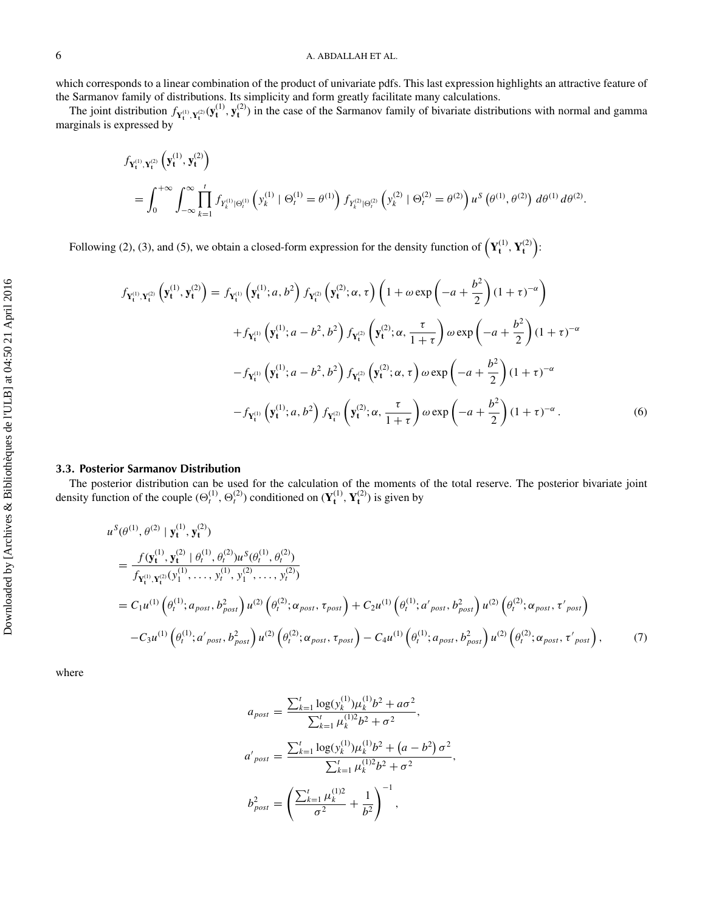which corresponds to a linear combination of the product of univariate pdfs. This last expression highlights an attractive feature of the Sarmanov family of distributions. Its simplicity and form greatly facilitate many calculations.

The joint distribution $f_{\mathbf{Y_t^{(1)}},\mathbf{Y_t^{(2)}}}(\mathbf{y_t^{(1)}},\mathbf{y_t^{(2)}})$ in the case of the Sarmanov family of bivariate distributions with normal and gamma marginals is expressed by

$$
\begin{aligned}
& f_{\mathbf{Y_t^{(1)}},\mathbf{Y_t^{(2)}}}\left(\mathbf{y_t^{(1)}},\mathbf{y_t^{(2)}}\right) \\
&= \int_0^{+\infty}\int_{-\infty}^{\infty}\prod_{k=1}^{t} f_{Y_k^{(1)}\mid\Theta_t^{(1)}}\left(y_k^{(1)}\mid\Theta_t^{(1)}=\theta^{(1)}\right) f_{Y_k^{(2)}\mid\Theta_t^{(2)}}\left(y_k^{(2)}\mid\Theta_t^{(2)}=\theta^{(2)}\right) u^S\left(\theta^{(1)},\theta^{(2)}\right) d\theta^{(1)}\, d\theta^{(2)}.
\end{aligned}
$$

Following (2), (3), and (5), we obtain a closed-form expression for the density function of $\left(\mathbf{Y_t^{(1)}},\mathbf{Y_t^{(2)}}\right)$:

$$
\begin{aligned}
f_{\mathbf{Y_t^{(1)}},\mathbf{Y_t^{(2)}}}\left(\mathbf{y_t^{(1)}},\mathbf{y_t^{(2)}}\right) &= f_{\mathbf{Y_t^{(1)}}}\left(\mathbf{y_t^{(1)}};a,b^2\right) f_{\mathbf{Y_t^{(2)}}}\left(\mathbf{y_t^{(2)}};\alpha,\tau\right)\left(1+\omega\exp\left(-a+\frac{b^2}{2}\right)(1+\tau)^{-\alpha}\right) \\
&\quad + f_{\mathbf{Y_t^{(1)}}}\left(\mathbf{y_t^{(1)}};a-b^2,b^2\right) f_{\mathbf{Y_t^{(2)}}}\left(\mathbf{y_t^{(2)}};\alpha,\frac{\tau}{1+\tau}\right)\omega\exp\left(-a+\frac{b^2}{2}\right)(1+\tau)^{-\alpha} \\
&\quad - f_{\mathbf{Y_t^{(1)}}}\left(\mathbf{y_t^{(1)}};a-b^2,b^2\right) f_{\mathbf{Y_t^{(2)}}}\left(\mathbf{y_t^{(2)}};\alpha,\tau\right)\omega\exp\left(-a+\frac{b^2}{2}\right)(1+\tau)^{-\alpha} \\
&\quad - f_{\mathbf{Y_t^{(1)}}}\left(\mathbf{y_t^{(1)}};a,b^2\right) f_{\mathbf{Y_t^{(2)}}}\left(\mathbf{y_t^{(2)}};\alpha,\frac{\tau}{1+\tau}\right)\omega\exp\left(-a+\frac{b^2}{2}\right)(1+\tau)^{-\alpha}. \qquad (6)
\end{aligned}
$$

### 3.3. Posterior Sarmanov Distribution

The posterior distribution can be used for the calculation of the moments of the total reserve. The posterior bivariate joint density function of the couple $(\Theta_t^{(1)},\Theta_t^{(2)})$ conditioned on $(\mathbf{Y_t^{(1)}},\mathbf{Y_t^{(2)}})$ is given by

$$
\begin{aligned}
& u^S(\theta^{(1)},\theta^{(2)}\mid\mathbf{y_t^{(1)}},\mathbf{y_t^{(2)}}) \\
&= \frac{f(\mathbf{y_t^{(1)}},\mathbf{y_t^{(2)}}\mid\theta_t^{(1)},\theta_t^{(2)})u^S(\theta_t^{(1)},\theta_t^{(2)})}{f_{\mathbf{Y_t^{(1)}},\mathbf{Y_t^{(2)}}}(y_1^{(1)},\ldots,y_t^{(1)},y_1^{(2)},\ldots,y_t^{(2)})} \\
&= C_1 u^{(1)}\left(\theta_t^{(1)};a_{post},b_{post}^2\right)u^{(2)}\left(\theta_t^{(2)};\alpha_{post},\tau_{post}\right) + C_2 u^{(1)}\left(\theta_t^{(1)};a'_{post},b_{post}^2\right)u^{(2)}\left(\theta_t^{(2)};\alpha_{post},\tau'_{post}\right) \\
&\quad - C_3 u^{(1)}\left(\theta_t^{(1)};a'_{post},b_{post}^2\right)u^{(2)}\left(\theta_t^{(2)};\alpha_{post},\tau_{post}\right) - C_4 u^{(1)}\left(\theta_t^{(1)};a_{post},b_{post}^2\right)u^{(2)}\left(\theta_t^{(2)};\alpha_{post},\tau'_{post}\right), \qquad (7)
\end{aligned}
$$

where

$$
a_{post} = \frac{\sum_{k=1}^{t}\log(y_k^{(1)})\mu_k^{(1)}b^2 + a\sigma^2}{\sum_{k=1}^{t}\mu_k^{(1)2}b^2+\sigma^2},
$$

$$
a'_{post} = \frac{\sum_{k=1}^{t}\log(y_k^{(1)})\mu_k^{(1)}b^2 + \left(a-b^2\right)\sigma^2}{\sum_{k=1}^{t}\mu_k^{(1)2}b^2+\sigma^2},
$$

$$
b_{post}^2 = \left(\frac{\sum_{k=1}^{t}\mu_k^{(1)2}}{\sigma^2}+\frac{1}{b^2}\right)^{-1},
$$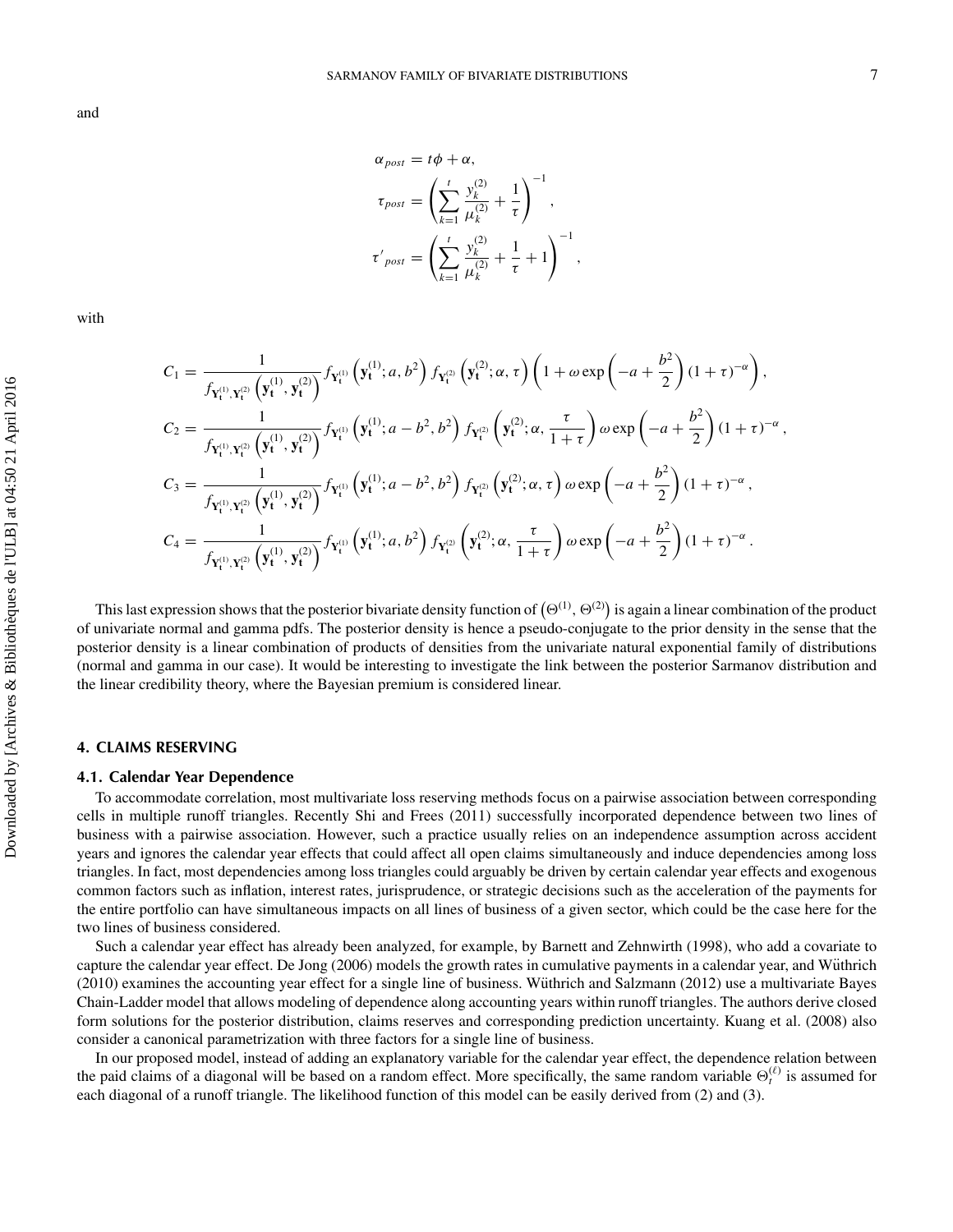and

$$
\begin{aligned}
\alpha_{post} &= t\phi + \alpha, \\
\tau_{post} &= \left( \sum_{k=1}^{t} \frac{y_k^{(2)}}{\mu_k^{(2)}} + \frac{1}{\tau} \right)^{-1}, \\
\tau'_{post} &= \left( \sum_{k=1}^{t} \frac{y_k^{(2)}}{\mu_k^{(2)}} + \frac{1}{\tau} + 1 \right)^{-1},
\end{aligned}
$$

with

$$
\begin{aligned}
C_1 &= \frac{1}{f_{\mathbf{Y}_t^{(1)},\mathbf{Y}_t^{(2)}}\left(\mathbf{y}_t^{(1)}, \mathbf{y}_t^{(2)}\right)} f_{\mathbf{Y}_t^{(1)}}\left(\mathbf{y}_t^{(1)}; a, b^2\right) f_{\mathbf{Y}_t^{(2)}}\left(\mathbf{y}_t^{(2)}; \alpha, \tau\right) \left(1 + \omega \exp\left(-a + \frac{b^2}{2}\right)(1+\tau)^{-\alpha}\right), \\
C_2 &= \frac{1}{f_{\mathbf{Y}_t^{(1)},\mathbf{Y}_t^{(2)}}\left(\mathbf{y}_t^{(1)}, \mathbf{y}_t^{(2)}\right)} f_{\mathbf{Y}_t^{(1)}}\left(\mathbf{y}_t^{(1)}; a - b^2, b^2\right) f_{\mathbf{Y}_t^{(2)}}\left(\mathbf{y}_t^{(2)}; \alpha, \frac{\tau}{1+\tau}\right) \omega \exp\left(-a + \frac{b^2}{2}\right)(1+\tau)^{-\alpha}, \\
C_3 &= \frac{1}{f_{\mathbf{Y}_t^{(1)},\mathbf{Y}_t^{(2)}}\left(\mathbf{y}_t^{(1)}, \mathbf{y}_t^{(2)}\right)} f_{\mathbf{Y}_t^{(1)}}\left(\mathbf{y}_t^{(1)}; a - b^2, b^2\right) f_{\mathbf{Y}_t^{(2)}}\left(\mathbf{y}_t^{(2)}; \alpha, \tau\right) \omega \exp\left(-a + \frac{b^2}{2}\right)(1+\tau)^{-\alpha}, \\
C_4 &= \frac{1}{f_{\mathbf{Y}_t^{(1)},\mathbf{Y}_t^{(2)}}\left(\mathbf{y}_t^{(1)}, \mathbf{y}_t^{(2)}\right)} f_{\mathbf{Y}_t^{(1)}}\left(\mathbf{y}_t^{(1)}; a, b^2\right) f_{\mathbf{Y}_t^{(2)}}\left(\mathbf{y}_t^{(2)}; \alpha, \frac{\tau}{1+\tau}\right) \omega \exp\left(-a + \frac{b^2}{2}\right)(1+\tau)^{-\alpha}.
\end{aligned}
$$

This last expression shows that the posterior bivariate density function of $\left(\Theta^{(1)}, \Theta^{(2)}\right)$ is again a linear combination of the product of univariate normal and gamma pdfs. The posterior density is hence a pseudo-conjugate to the prior density in the sense that the posterior density is a linear combination of products of densities from the univariate natural exponential family of distributions (normal and gamma in our case). It would be interesting to investigate the link between the posterior Sarmanov distribution and the linear credibility theory, where the Bayesian premium is considered linear.

## 4. CLAIMS RESERVING

### 4.1. Calendar Year Dependence

To accommodate correlation, most multivariate loss reserving methods focus on a pairwise association between corresponding cells in multiple runoff triangles. Recently Shi and Frees (2011) successfully incorporated dependence between two lines of business with a pairwise association. However, such a practice usually relies on an independence assumption across accident years and ignores the calendar year effects that could affect all open claims simultaneously and induce dependencies among loss triangles. In fact, most dependencies among loss triangles could arguably be driven by certain calendar year effects and exogenous common factors such as inflation, interest rates, jurisprudence, or strategic decisions such as the acceleration of the payments for the entire portfolio can have simultaneous impacts on all lines of business of a given sector, which could be the case here for the two lines of business considered.

Such a calendar year effect has already been analyzed, for example, by Barnett and Zehnwirth (1998), who add a covariate to capture the calendar year effect. De Jong (2006) models the growth rates in cumulative payments in a calendar year, and Wüthrich (2010) examines the accounting year effect for a single line of business. Wüthrich and Salzmann (2012) use a multivariate Bayes Chain-Ladder model that allows modeling of dependence along accounting years within runoff triangles. The authors derive closed form solutions for the posterior distribution, claims reserves and corresponding prediction uncertainty. Kuang et al. (2008) also consider a canonical parametrization with three factors for a single line of business.

In our proposed model, instead of adding an explanatory variable for the calendar year effect, the dependence relation between the paid claims of a diagonal will be based on a random effect. More specifically, the same random variable $\Theta_t^{(\ell)}$ is assumed for each diagonal of a runoff triangle. The likelihood function of this model can be easily derived from (2) and (3).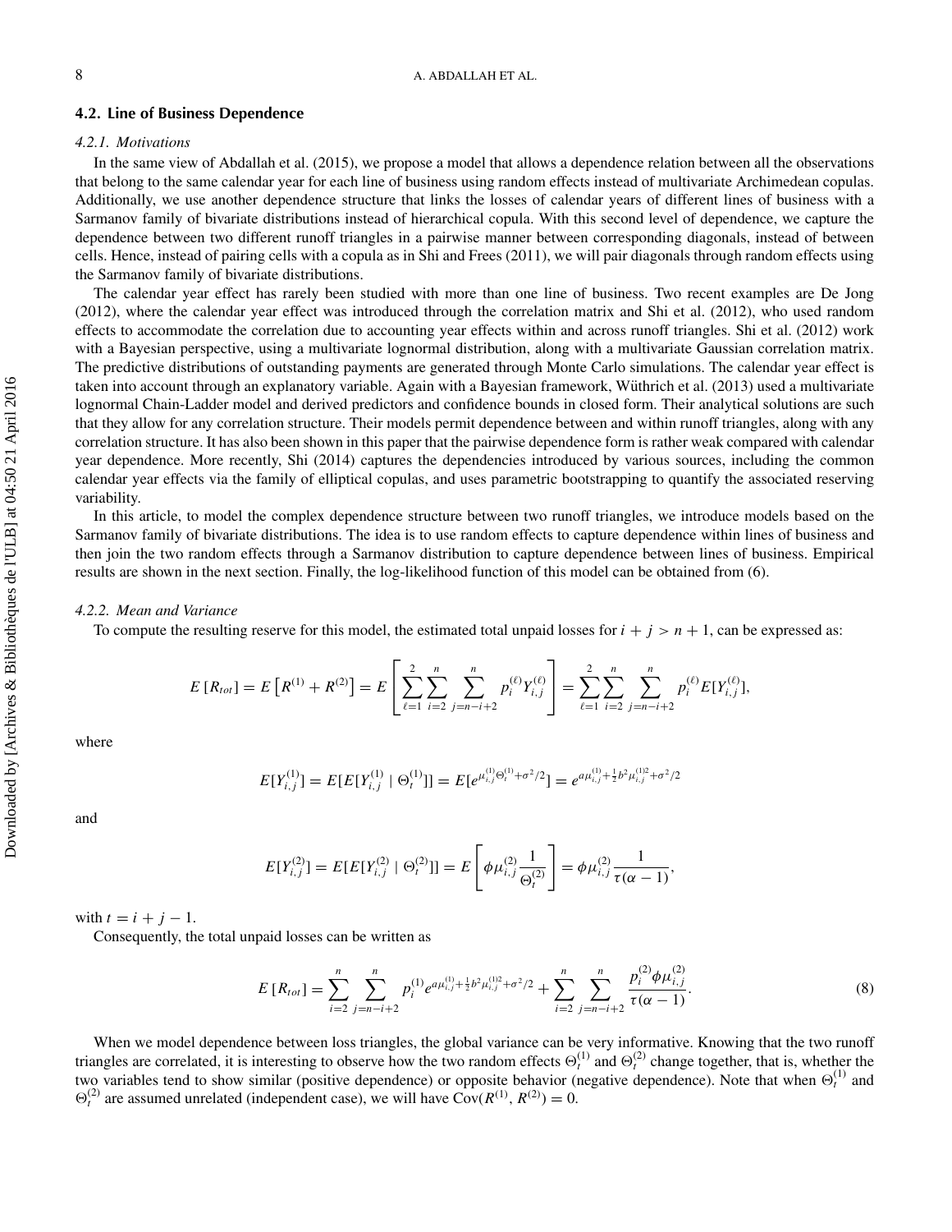## 4.2. Line of Business Dependence

### 4.2.1. *Motivations*

In the same view of Abdallah et al. (2015), we propose a model that allows a dependence relation between all the observations that belong to the same calendar year for each line of business using random effects instead of multivariate Archimedean copulas. Additionally, we use another dependence structure that links the losses of calendar years of different lines of business with a Sarmanov family of bivariate distributions instead of hierarchical copula. With this second level of dependence, we capture the dependence between two different runoff triangles in a pairwise manner between corresponding diagonals, instead of between cells. Hence, instead of pairing cells with a copula as in Shi and Frees (2011), we will pair diagonals through random effects using the Sarmanov family of bivariate distributions.

The calendar year effect has rarely been studied with more than one line of business. Two recent examples are De Jong (2012), where the calendar year effect was introduced through the correlation matrix and Shi et al. (2012), who used random effects to accommodate the correlation due to accounting year effects within and across runoff triangles. Shi et al. (2012) work with a Bayesian perspective, using a multivariate lognormal distribution, along with a multivariate Gaussian correlation matrix. The predictive distributions of outstanding payments are generated through Monte Carlo simulations. The calendar year effect is taken into account through an explanatory variable. Again with a Bayesian framework, Wüthrich et al. (2013) used a multivariate lognormal Chain-Ladder model and derived predictors and confidence bounds in closed form. Their analytical solutions are such that they allow for any correlation structure. Their models permit dependence between and within runoff triangles, along with any correlation structure. It has also been shown in this paper that the pairwise dependence form is rather weak compared with calendar year dependence. More recently, Shi (2014) captures the dependencies introduced by various sources, including the common calendar year effects via the family of elliptical copulas, and uses parametric bootstrapping to quantify the associated reserving variability.

In this article, to model the complex dependence structure between two runoff triangles, we introduce models based on the Sarmanov family of bivariate distributions. The idea is to use random effects to capture dependence within lines of business and then join the two random effects through a Sarmanov distribution to capture dependence between lines of business. Empirical results are shown in the next section. Finally, the log-likelihood function of this model can be obtained from (6).

### 4.2.2. *Mean and Variance*

To compute the resulting reserve for this model, the estimated total unpaid losses for $i + j > n + 1$, can be expressed as:

$$E\left[R_{tot}\right] = E\left[R^{(1)} + R^{(2)}\right] = E\left[\sum_{\ell=1}^{2}\sum_{i=2}^{n}\sum_{j=n-i+2}^{n} p_i^{(\ell)} Y_{i,j}^{(\ell)}\right] = \sum_{\ell=1}^{2}\sum_{i=2}^{n}\sum_{j=n-i+2}^{n} p_i^{(\ell)} E[Y_{i,j}^{(\ell)}],$$

where

$$E[Y_{i,j}^{(1)}] = E[E[Y_{i,j}^{(1)} \mid \Theta_t^{(1)}]] = E[e^{\mu_{i,j}^{(1)}\Theta_t^{(1)} + \sigma^2/2}] = e^{a\mu_{i,j}^{(1)} + \frac{1}{2}b^2\mu_{i,j}^{(1)2} + \sigma^2/2}$$

and

$$E[Y_{i,j}^{(2)}] = E[E[Y_{i,j}^{(2)} \mid \Theta_t^{(2)}]] = E\left[\phi\mu_{i,j}^{(2)}\frac{1}{\Theta_t^{(2)}}\right] = \phi\mu_{i,j}^{(2)}\frac{1}{\tau(\alpha-1)},$$

with $t = i + j - 1$.

Consequently, the total unpaid losses can be written as

$$E\left[R_{tot}\right] = \sum_{i=2}^{n}\sum_{j=n-i+2}^{n} p_i^{(1)} e^{a\mu_{i,j}^{(1)} + \frac{1}{2}b^2\mu_{i,j}^{(1)2} + \sigma^2/2} + \sum_{i=2}^{n}\sum_{j=n-i+2}^{n} \frac{p_i^{(2)}\phi\mu_{i,j}^{(2)}}{\tau(\alpha-1)}. \tag{8}$$

When we model dependence between loss triangles, the global variance can be very informative. Knowing that the two runoff triangles are correlated, it is interesting to observe how the two random effects $\Theta_t^{(1)}$ and $\Theta_t^{(2)}$ change together, that is, whether the two variables tend to show similar (positive dependence) or opposite behavior (negative dependence). Note that when $\Theta_t^{(1)}$ and $\Theta_t^{(2)}$ are assumed unrelated (independent case), we will have $\mathrm{Cov}(R^{(1)}, R^{(2)}) = 0$.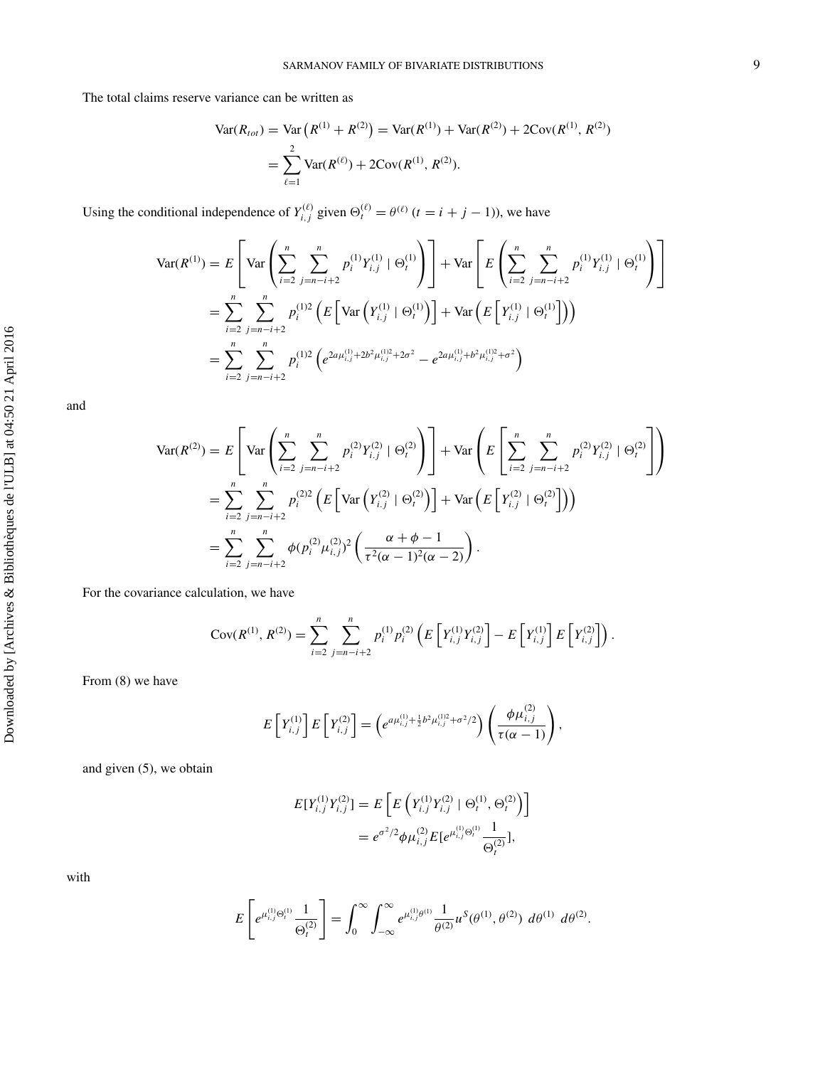The total claims reserve variance can be written as

$$
\begin{aligned}
\mathrm{Var}(R_{tot}) &= \mathrm{Var}\left(R^{(1)} + R^{(2)}\right) = \mathrm{Var}(R^{(1)}) + \mathrm{Var}(R^{(2)}) + 2\mathrm{Cov}(R^{(1)}, R^{(2)}) \\
&= \sum_{\ell=1}^{2} \mathrm{Var}(R^{(\ell)}) + 2\mathrm{Cov}(R^{(1)}, R^{(2)}).
\end{aligned}
$$

Using the conditional independence of $Y_{i,j}^{(\ell)}$ given $\Theta_t^{(\ell)} = \theta^{(\ell)}$ $(t = i + j - 1)$), we have

$$
\begin{aligned}
\mathrm{Var}(R^{(1)}) &= E\left[\mathrm{Var}\left(\sum_{i=2}^{n}\sum_{j=n-i+2}^{n} p_i^{(1)} Y_{i.j}^{(1)} \mid \Theta_t^{(1)}\right)\right] + \mathrm{Var}\left[E\left(\sum_{i=2}^{n}\sum_{j=n-i+2}^{n} p_i^{(1)} Y_{i.j}^{(1)} \mid \Theta_t^{(1)}\right)\right] \\
&= \sum_{i=2}^{n}\sum_{j=n-i+2}^{n} p_i^{(1)2}\left(E\left[\mathrm{Var}\left(Y_{i.j}^{(1)} \mid \Theta_t^{(1)}\right)\right] + \mathrm{Var}\left(E\left[Y_{i.j}^{(1)} \mid \Theta_t^{(1)}\right]\right)\right) \\
&= \sum_{i=2}^{n}\sum_{j=n-i+2}^{n} p_i^{(1)2}\left(e^{2a\mu_{i,j}^{(1)} + 2b^2\mu_{i,j}^{(1)2} + 2\sigma^2} - e^{2a\mu_{i,j}^{(1)} + b^2\mu_{i,j}^{(1)2} + \sigma^2}\right)
\end{aligned}
$$

and

$$
\begin{aligned}
\mathrm{Var}(R^{(2)}) &= E\left[\mathrm{Var}\left(\sum_{i=2}^{n}\sum_{j=n-i+2}^{n} p_i^{(2)} Y_{i.j}^{(2)} \mid \Theta_t^{(2)}\right)\right] + \mathrm{Var}\left(E\left[\sum_{i=2}^{n}\sum_{j=n-i+2}^{n} p_i^{(2)} Y_{i.j}^{(2)} \mid \Theta_t^{(2)}\right]\right) \\
&= \sum_{i=2}^{n}\sum_{j=n-i+2}^{n} p_i^{(2)2}\left(E\left[\mathrm{Var}\left(Y_{i.j}^{(2)} \mid \Theta_t^{(2)}\right)\right] + \mathrm{Var}\left(E\left[Y_{i.j}^{(2)} \mid \Theta_t^{(2)}\right]\right)\right) \\
&= \sum_{i=2}^{n}\sum_{j=n-i+2}^{n} \phi(p_i^{(2)}\mu_{i,j}^{(2)})^2\left(\frac{\alpha + \phi - 1}{\tau^2(\alpha-1)^2(\alpha-2)}\right).
\end{aligned}
$$

For the covariance calculation, we have

$$
\mathrm{Cov}(R^{(1)}, R^{(2)}) = \sum_{i=2}^{n}\sum_{j=n-i+2}^{n} p_i^{(1)} p_i^{(2)}\left(E\left[Y_{i,j}^{(1)} Y_{i,j}^{(2)}\right] - E\left[Y_{i,j}^{(1)}\right] E\left[Y_{i,j}^{(2)}\right]\right).
$$

From (8) we have

$$
E\left[Y_{i,j}^{(1)}\right] E\left[Y_{i,j}^{(2)}\right] = \left(e^{a\mu_{i,j}^{(1)} + \frac{1}{2}b^2\mu_{i,j}^{(1)2} + \sigma^2/2}\right)\left(\frac{\phi\mu_{i,j}^{(2)}}{\tau(\alpha-1)}\right),
$$

and given (5), we obtain

$$
\begin{aligned}
E[Y_{i,j}^{(1)} Y_{i,j}^{(2)}] &= E\left[E\left(Y_{i.j}^{(1)} Y_{i.j}^{(2)} \mid \Theta_t^{(1)}, \Theta_t^{(2)}\right)\right] \\
&= e^{\sigma^2/2}\phi\mu_{i,j}^{(2)} E[e^{\mu_{i,j}^{(1)}\Theta_t^{(1)}} \frac{1}{\Theta_t^{(2)}}],
\end{aligned}
$$

with

$$
E\left[e^{\mu_{i,j}^{(1)}\Theta_t^{(1)}} \frac{1}{\Theta_t^{(2)}}\right] = \int_0^\infty \int_{-\infty}^\infty e^{\mu_{i,j}^{(1)}\theta^{(1)}} \frac{1}{\theta^{(2)}} u^S(\theta^{(1)}, \theta^{(2)})\ d\theta^{(1)}\ d\theta^{(2)}.
$$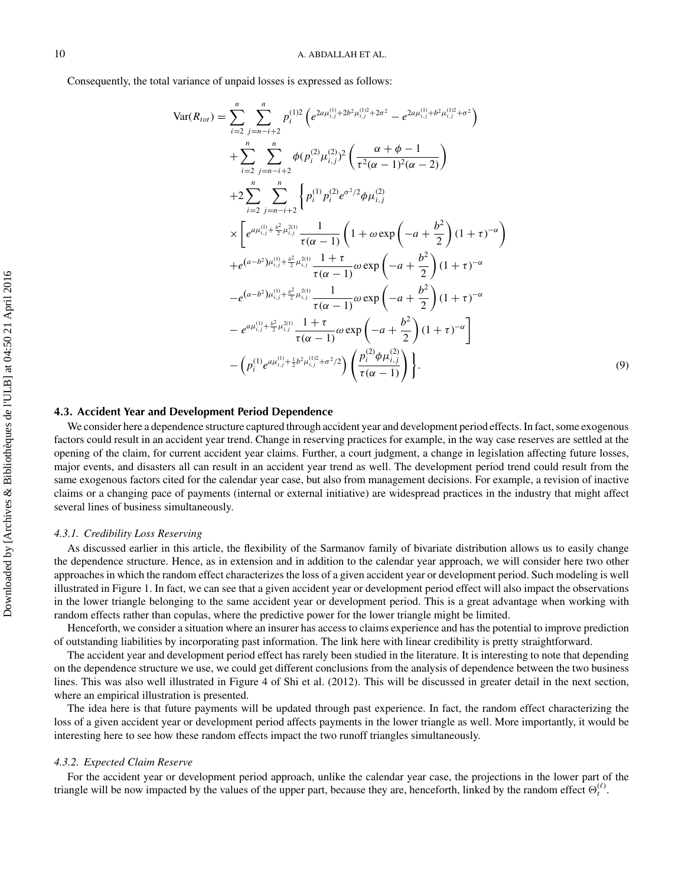Consequently, the total variance of unpaid losses is expressed as follows:

$$
\begin{aligned}
\mathrm{Var}(R_{tot}) = & \sum_{i=2}^{n} \sum_{j=n-i+2}^{n} p_i^{(1)2} \left( e^{2a\mu_{i,j}^{(1)} + 2b^2\mu_{i,j}^{(1)2} + 2\sigma^2} - e^{2a\mu_{i,j}^{(1)} + b^2\mu_{i,j}^{(1)2} + \sigma^2} \right) \\
& + \sum_{i=2}^{n} \sum_{j=n-i+2}^{n} \phi (p_i^{(2)} \mu_{i,j}^{(2)})^2 \left( \frac{\alpha + \phi - 1}{\tau^2(\alpha-1)^2(\alpha-2)} \right) \\
& + 2\sum_{i=2}^{n} \sum_{j=n-i+2}^{n} \Bigg\{ p_i^{(1)} p_i^{(2)} e^{\sigma^2/2} \phi \mu_{i,j}^{(2)} \\
& \times \Bigg[ e^{a\mu_{i,j}^{(1)} + \frac{b^2}{2}\mu_{i,j}^{2(1)}} \frac{1}{\tau(\alpha-1)} \left( 1 + \omega \exp\left(-a + \frac{b^2}{2}\right)(1+\tau)^{-\alpha} \right) \\
& + e^{(a-b^2)\mu_{i,j}^{(1)} + \frac{b^2}{2}\mu_{i,j}^{2(1)}} \frac{1+\tau}{\tau(\alpha-1)} \omega \exp\left(-a + \frac{b^2}{2}\right)(1+\tau)^{-\alpha} \\
& - e^{(a-b^2)\mu_{i,j}^{(1)} + \frac{b^2}{2}\mu_{i,j}^{2(1)}} \frac{1}{\tau(\alpha-1)} \omega \exp\left(-a + \frac{b^2}{2}\right)(1+\tau)^{-\alpha} \\
& - e^{a\mu_{i,j}^{(1)} + \frac{b^2}{2}\mu_{i,j}^{2(1)}} \frac{1+\tau}{\tau(\alpha-1)} \omega \exp\left(-a + \frac{b^2}{2}\right)(1+\tau)^{-\alpha} \Bigg] \\
& - \left( p_i^{(1)} e^{a\mu_{i,j}^{(1)} + \frac{1}{2}b^2\mu_{i,j}^{(1)2} + \sigma^2/2} \right) \left( \frac{p_i^{(2)} \phi \mu_{i,j}^{(2)}}{\tau(\alpha-1)} \right) \Bigg\}.
\end{aligned} \tag{9}
$$

### 4.3. Accident Year and Development Period Dependence

We consider here a dependence structure captured through accident year and development period effects. In fact, some exogenous factors could result in an accident year trend. Change in reserving practices for example, in the way case reserves are settled at the opening of the claim, for current accident year claims. Further, a court judgment, a change in legislation affecting future losses, major events, and disasters all can result in an accident year trend as well. The development period trend could result from the same exogenous factors cited for the calendar year case, but also from management decisions. For example, a revision of inactive claims or a changing pace of payments (internal or external initiative) are widespread practices in the industry that might affect several lines of business simultaneously.

#### *4.3.1. Credibility Loss Reserving*

As discussed earlier in this article, the flexibility of the Sarmanov family of bivariate distribution allows us to easily change the dependence structure. Hence, as in extension and in addition to the calendar year approach, we will consider here two other approaches in which the random effect characterizes the loss of a given accident year or development period. Such modeling is well illustrated in Figure 1. In fact, we can see that a given accident year or development period effect will also impact the observations in the lower triangle belonging to the same accident year or development period. This is a great advantage when working with random effects rather than copulas, where the predictive power for the lower triangle might be limited.

Henceforth, we consider a situation where an insurer has access to claims experience and has the potential to improve prediction of outstanding liabilities by incorporating past information. The link here with linear credibility is pretty straightforward.

The accident year and development period effect has rarely been studied in the literature. It is interesting to note that depending on the dependence structure we use, we could get different conclusions from the analysis of dependence between the two business lines. This was also well illustrated in Figure 4 of Shi et al. (2012). This will be discussed in greater detail in the next section, where an empirical illustration is presented.

The idea here is that future payments will be updated through past experience. In fact, the random effect characterizing the loss of a given accident year or development period affects payments in the lower triangle as well. More importantly, it would be interesting here to see how these random effects impact the two runoff triangles simultaneously.

#### *4.3.2. Expected Claim Reserve*

For the accident year or development period approach, unlike the calendar year case, the projections in the lower part of the triangle will be now impacted by the values of the upper part, because they are, henceforth, linked by the random effect $\Theta_t^{(\ell)}$.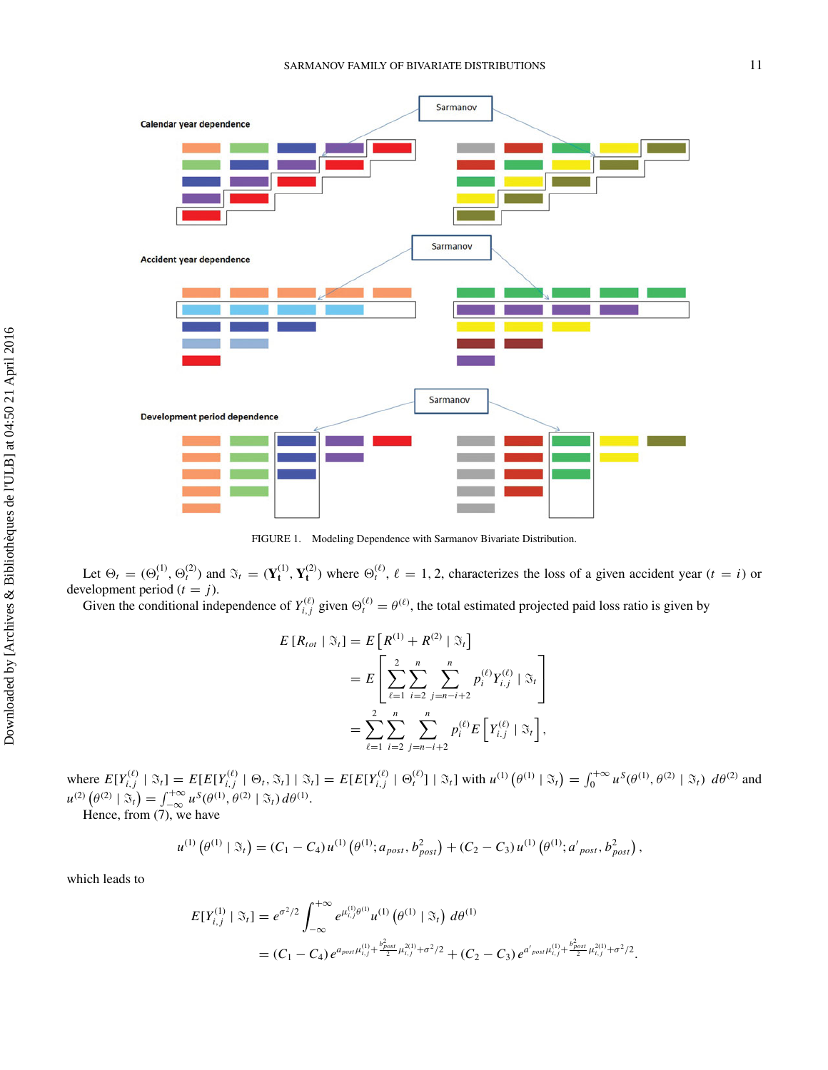FIGURE 1. Modeling Dependence with Sarmanov Bivariate Distribution.

Let $\Theta_t = (\Theta_t^{(1)}, \Theta_t^{(2)})$ and $\Im_t = (\mathbf{Y_t^{(1)}}, \mathbf{Y_t^{(2)}})$ where $\Theta_t^{(\ell)}$, $\ell = 1, 2$, characterizes the loss of a given accident year $(t = i)$ or development period $(t = j)$.

Given the conditional independence of $Y_{i,j}^{(\ell)}$ given $\Theta_t^{(\ell)} = \theta^{(\ell)}$, the total estimated projected paid loss ratio is given by

$$
\begin{aligned}
E\left[R_{tot} \mid \Im_t\right] &= E\left[R^{(1)} + R^{(2)} \mid \Im_t\right] \\
&= E\left[\sum_{\ell=1}^{2}\sum_{i=2}^{n}\sum_{j=n-i+2}^{n} p_i^{(\ell)} Y_{i,j}^{(\ell)} \mid \Im_t\right] \\
&= \sum_{\ell=1}^{2}\sum_{i=2}^{n}\sum_{j=n-i+2}^{n} p_i^{(\ell)} E\left[Y_{i,j}^{(\ell)} \mid \Im_t\right],
\end{aligned}
$$

where $E[Y_{i,j}^{(\ell)} \mid \Im_t] = E[E[Y_{i,j}^{(\ell)} \mid \Theta_t, \Im_t] \mid \Im_t] = E[E[Y_{i,j}^{(\ell)} \mid \Theta_t^{(\ell)}] \mid \Im_t]$ with $u^{(1)}\left(\theta^{(1)} \mid \Im_t\right) = \int_0^{+\infty} u^S(\theta^{(1)}, \theta^{(2)} \mid \Im_t)\ d\theta^{(2)}$ and $u^{(2)}\left(\theta^{(2)} \mid \Im_t\right) = \int_{-\infty}^{+\infty} u^S(\theta^{(1)}, \theta^{(2)} \mid \Im_t)\, d\theta^{(1)}$.

Hence, from (7), we have

$$
u^{(1)}\left(\theta^{(1)} \mid \Im_t\right) = (C_1 - C_4)\, u^{(1)}\left(\theta^{(1)}; a_{post}, b_{post}^2\right) + (C_2 - C_3)\, u^{(1)}\left(\theta^{(1)}; a'_{post}, b_{post}^2\right),
$$

which leads to

$$
\begin{aligned}
E[Y_{i,j}^{(1)} \mid \Im_t] &= e^{\sigma^2/2}\int_{-\infty}^{+\infty} e^{\mu_{i,j}^{(1)}\theta^{(1)}}\, u^{(1)}\left(\theta^{(1)} \mid \Im_t\right)\, d\theta^{(1)} \\
&= (C_1 - C_4)\, e^{a_{post}\mu_{i,j}^{(1)} + \frac{b_{post}^2}{2}\mu_{i,j}^{2(1)} + \sigma^2/2} + (C_2 - C_3)\, e^{a'_{post}\mu_{i,j}^{(1)} + \frac{b_{post}^2}{2}\mu_{i,j}^{2(1)} + \sigma^2/2}.
\end{aligned}
$$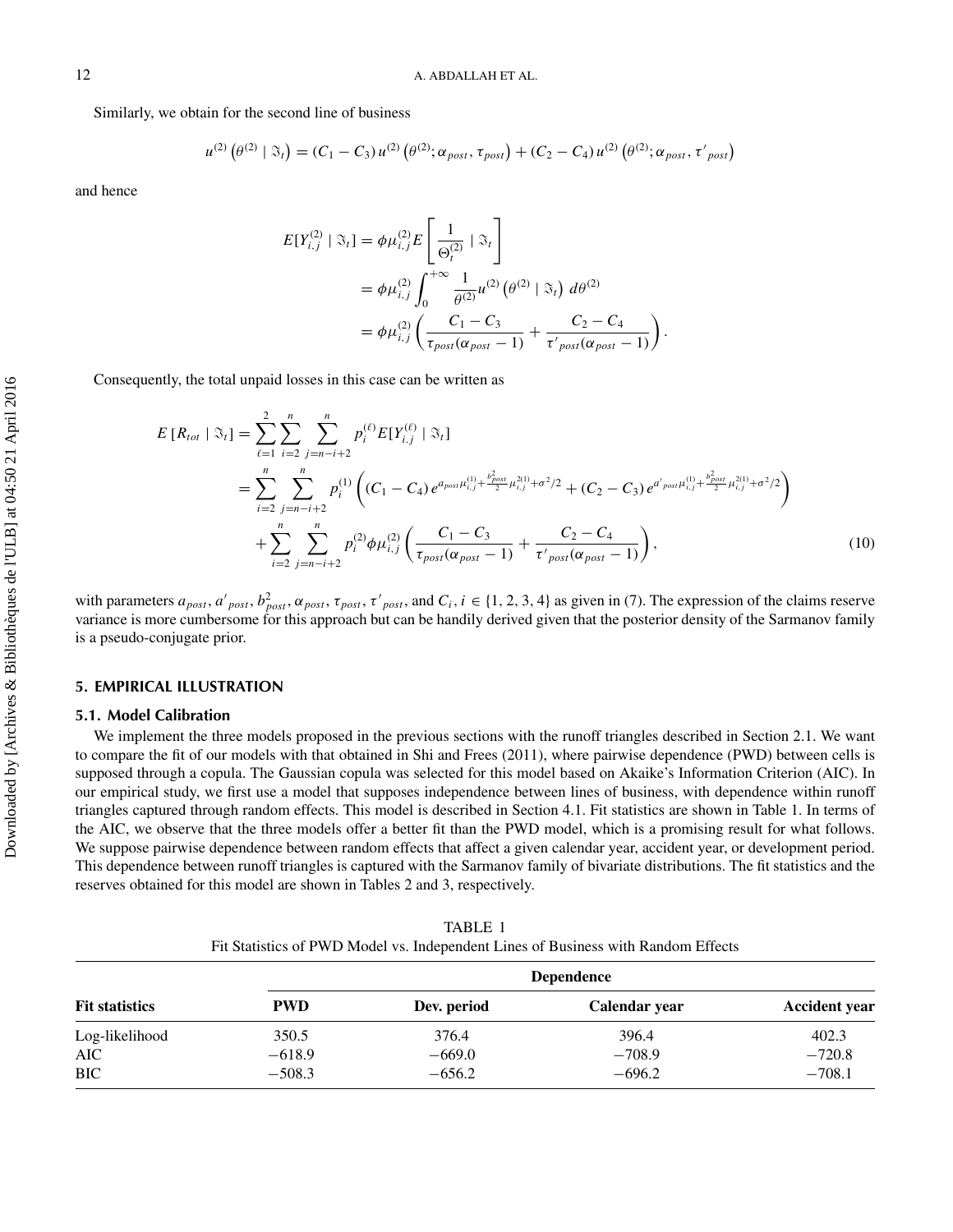Similarly, we obtain for the second line of business

$$u^{(2)}\left(\theta^{(2)} \mid \Im_t\right) = (C_1 - C_3)\, u^{(2)}\left(\theta^{(2)}; \alpha_{post}, \tau_{post}\right) + (C_2 - C_4)\, u^{(2)}\left(\theta^{(2)}; \alpha_{post}, \tau'_{post}\right)$$

and hence

$$\begin{aligned}
E[Y_{i,j}^{(2)} \mid \Im_t] &= \phi \mu_{i,j}^{(2)} E\left[\frac{1}{\Theta_t^{(2)}} \mid \Im_t\right] \\
&= \phi \mu_{i,j}^{(2)} \int_0^{+\infty} \frac{1}{\theta^{(2)}} u^{(2)}\left(\theta^{(2)} \mid \Im_t\right)\, d\theta^{(2)} \\
&= \phi \mu_{i,j}^{(2)} \left( \frac{C_1 - C_3}{\tau_{post}(\alpha_{post} - 1)} + \frac{C_2 - C_4}{\tau'_{post}(\alpha_{post} - 1)} \right).
\end{aligned}$$

Consequently, the total unpaid losses in this case can be written as

$$\begin{aligned}
E\left[R_{tot} \mid \Im_t\right] &= \sum_{\ell=1}^{2} \sum_{i=2}^{n} \sum_{j=n-i+2}^{n} p_i^{(\ell)} E[Y_{i,j}^{(\ell)} \mid \Im_t] \\
&= \sum_{i=2}^{n} \sum_{j=n-i+2}^{n} p_i^{(1)} \left( (C_1 - C_4)\, e^{a_{post}\mu_{i,j}^{(1)} + \frac{b_{post}^2}{2}\mu_{i,j}^{2(1)} + \sigma^2/2} + (C_2 - C_3)\, e^{a'_{post}\mu_{i,j}^{(1)} + \frac{b_{post}^2}{2}\mu_{i,j}^{2(1)} + \sigma^2/2} \right) \\
&\quad + \sum_{i=2}^{n} \sum_{j=n-i+2}^{n} p_i^{(2)} \phi \mu_{i,j}^{(2)} \left( \frac{C_1 - C_3}{\tau_{post}(\alpha_{post} - 1)} + \frac{C_2 - C_4}{\tau'_{post}(\alpha_{post} - 1)} \right),
\end{aligned} \tag{10}$$

with parameters $a_{post}$, $a'_{post}$, $b^2_{post}$, $\alpha_{post}$, $\tau_{post}$, $\tau'_{post}$, and $C_i$, $i \in \{1, 2, 3, 4\}$ as given in (7). The expression of the claims reserve variance is more cumbersome for this approach but can be handily derived given that the posterior density of the Sarmanov family is a pseudo-conjugate prior.

## 5. EMPIRICAL ILLUSTRATION

### 5.1. Model Calibration

We implement the three models proposed in the previous sections with the runoff triangles described in Section 2.1. We want to compare the fit of our models with that obtained in Shi and Frees (2011), where pairwise dependence (PWD) between cells is supposed through a copula. The Gaussian copula was selected for this model based on Akaike's Information Criterion (AIC). In our empirical study, we first use a model that supposes independence between lines of business, with dependence within runoff triangles captured through random effects. This model is described in Section 4.1. Fit statistics are shown in Table 1. In terms of the AIC, we observe that the three models offer a better fit than the PWD model, which is a promising result for what follows. We suppose pairwise dependence between random effects that affect a given calendar year, accident year, or development period. This dependence between runoff triangles is captured with the Sarmanov family of bivariate distributions. The fit statistics and the reserves obtained for this model are shown in Tables 2 and 3, respectively.

TABLE 1
Fit Statistics of PWD Model vs. Independent Lines of Business with Random Effects

| | Dependence | | | |
|---|---|---|---|---|
| **Fit statistics** | **PWD** | **Dev. period** | **Calendar year** | **Accident year** |
| Log-likelihood | 350.5 | 376.4 | 396.4 | 402.3 |
| AIC | −618.9 | −669.0 | −708.9 | −720.8 |
| BIC | −508.3 | −656.2 | −696.2 | −708.1 |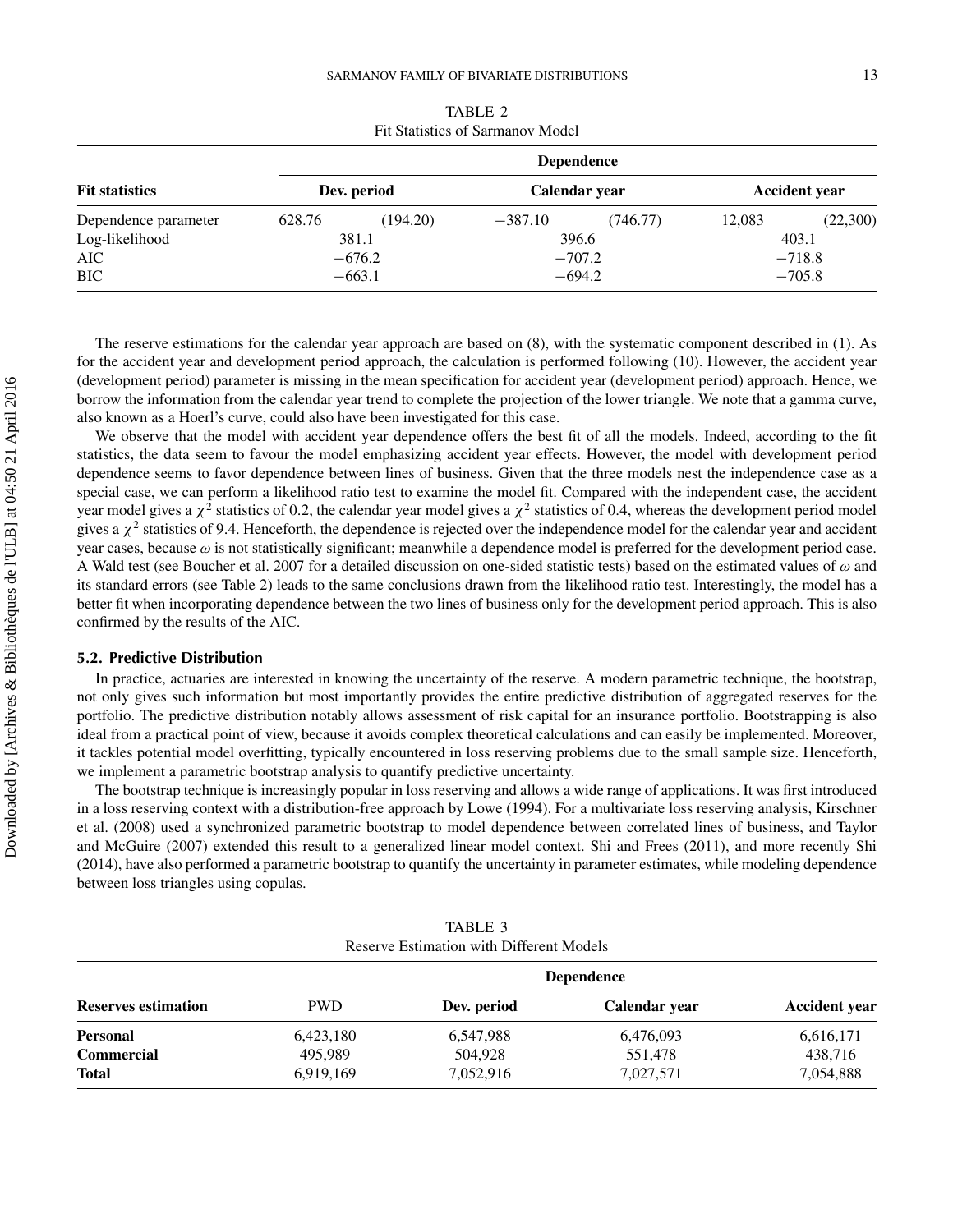TABLE 2
Fit Statistics of Sarmanov Model

| Fit statistics | Dependence | | | | | |
|---|---|---|---|---|---|---|
| | Dev. period | | Calendar year | | Accident year | |
| Dependence parameter | 628.76 | (194.20) | −387.10 | (746.77) | 12,083 | (22,300) |
| Log-likelihood | 381.1 | | 396.6 | | 403.1 | |
| AIC | −676.2 | | −707.2 | | −718.8 | |
| BIC | −663.1 | | −694.2 | | −705.8 | |

The reserve estimations for the calendar year approach are based on (8), with the systematic component described in (1). As for the accident year and development period approach, the calculation is performed following (10). However, the accident year (development period) parameter is missing in the mean specification for accident year (development period) approach. Hence, we borrow the information from the calendar year trend to complete the projection of the lower triangle. We note that a gamma curve, also known as a Hoerl's curve, could also have been investigated for this case.

We observe that the model with accident year dependence offers the best fit of all the models. Indeed, according to the fit statistics, the data seem to favour the model emphasizing accident year effects. However, the model with development period dependence seems to favor dependence between lines of business. Given that the three models nest the independence case as a special case, we can perform a likelihood ratio test to examine the model fit. Compared with the independent case, the accident year model gives a $\chi^2$ statistics of 0.2, the calendar year model gives a $\chi^2$ statistics of 0.4, whereas the development period model gives a $\chi^2$ statistics of 9.4. Henceforth, the dependence is rejected over the independence model for the calendar year and accident year cases, because $\omega$ is not statistically significant; meanwhile a dependence model is preferred for the development period case. A Wald test (see Boucher et al. 2007 for a detailed discussion on one-sided statistic tests) based on the estimated values of $\omega$ and its standard errors (see Table 2) leads to the same conclusions drawn from the likelihood ratio test. Interestingly, the model has a better fit when incorporating dependence between the two lines of business only for the development period approach. This is also confirmed by the results of the AIC.

### 5.2. Predictive Distribution

In practice, actuaries are interested in knowing the uncertainty of the reserve. A modern parametric technique, the bootstrap, not only gives such information but most importantly provides the entire predictive distribution of aggregated reserves for the portfolio. The predictive distribution notably allows assessment of risk capital for an insurance portfolio. Bootstrapping is also ideal from a practical point of view, because it avoids complex theoretical calculations and can easily be implemented. Moreover, it tackles potential model overfitting, typically encountered in loss reserving problems due to the small sample size. Henceforth, we implement a parametric bootstrap analysis to quantify predictive uncertainty.

The bootstrap technique is increasingly popular in loss reserving and allows a wide range of applications. It was first introduced in a loss reserving context with a distribution-free approach by Lowe (1994). For a multivariate loss reserving analysis, Kirschner et al. (2008) used a synchronized parametric bootstrap to model dependence between correlated lines of business, and Taylor and McGuire (2007) extended this result to a generalized linear model context. Shi and Frees (2011), and more recently Shi (2014), have also performed a parametric bootstrap to quantify the uncertainty in parameter estimates, while modeling dependence between loss triangles using copulas.

TABLE 3
Reserve Estimation with Different Models

| Reserves estimation | PWD | Dependence | | |
|---|---|---|---|---|
| | | Dev. period | Calendar year | Accident year |
| **Personal** | 6,423,180 | 6,547,988 | 6,476,093 | 6,616,171 |
| **Commercial** | 495,989 | 504,928 | 551,478 | 438,716 |
| **Total** | 6,919,169 | 7,052,916 | 7,027,571 | 7,054,888 |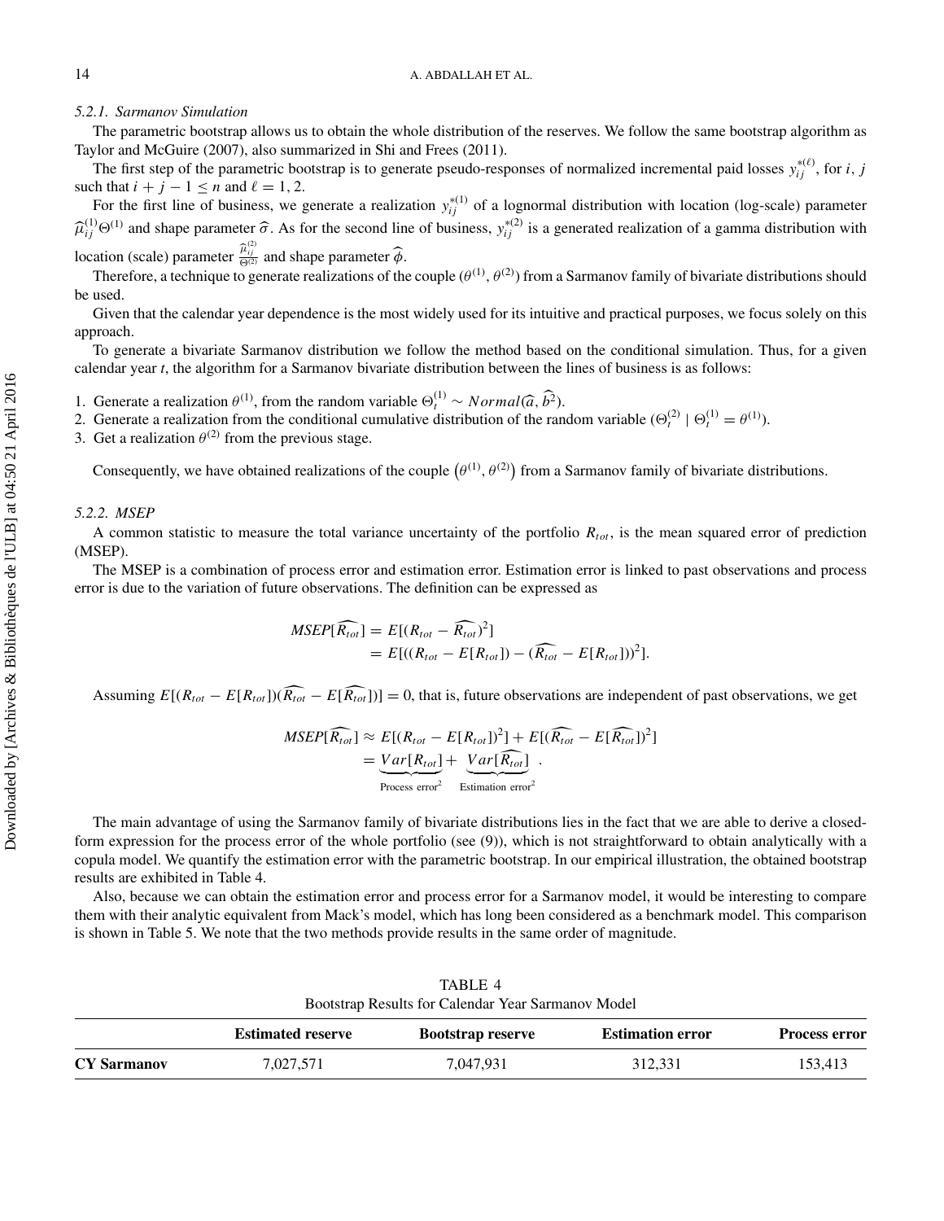### 5.2.1. Sarmanov Simulation

The parametric bootstrap allows us to obtain the whole distribution of the reserves. We follow the same bootstrap algorithm as Taylor and McGuire (2007), also summarized in Shi and Frees (2011).

The first step of the parametric bootstrap is to generate pseudo-responses of normalized incremental paid losses $y_{ij}^{*(\ell)}$, for $i$, $j$ such that $i + j - 1 \leq n$ and $\ell = 1, 2$.

For the first line of business, we generate a realization $y_{ij}^{*(1)}$ of a lognormal distribution with location (log-scale) parameter $\widehat{\mu}_{ij}^{(1)}\Theta^{(1)}$ and shape parameter $\widehat{\sigma}$. As for the second line of business, $y_{ij}^{*(2)}$ is a generated realization of a gamma distribution with location (scale) parameter $\frac{\widehat{\mu}_{ij}^{(2)}}{\Theta^{(2)}}$ and shape parameter $\widehat{\phi}$.

Therefore, a technique to generate realizations of the couple $(\theta^{(1)}, \theta^{(2)})$ from a Sarmanov family of bivariate distributions should be used.

Given that the calendar year dependence is the most widely used for its intuitive and practical purposes, we focus solely on this approach.

To generate a bivariate Sarmanov distribution we follow the method based on the conditional simulation. Thus, for a given calendar year $t$, the algorithm for a Sarmanov bivariate distribution between the lines of business is as follows:

1. Generate a realization $\theta^{(1)}$, from the random variable $\Theta_t^{(1)} \sim Normal(\widehat{a}, \widehat{b^2})$.
2. Generate a realization from the conditional cumulative distribution of the random variable $(\Theta_t^{(2)} \mid \Theta_t^{(1)} = \theta^{(1)})$.
3. Get a realization $\theta^{(2)}$ from the previous stage.

Consequently, we have obtained realizations of the couple $\left(\theta^{(1)}, \theta^{(2)}\right)$ from a Sarmanov family of bivariate distributions.

### 5.2.2. MSEP

A common statistic to measure the total variance uncertainty of the portfolio $R_{tot}$, is the mean squared error of prediction (MSEP).

The MSEP is a combination of process error and estimation error. Estimation error is linked to past observations and process error is due to the variation of future observations. The definition can be expressed as

$$
\begin{aligned}
MSEP[\widehat{R_{tot}}] &= E[(R_{tot} - \widehat{R_{tot}})^2] \\
&= E[((R_{tot} - E[R_{tot}]) - (\widehat{R_{tot}} - E[R_{tot}]))^2].
\end{aligned}
$$

Assuming $E[(R_{tot} - E[R_{tot}])(\widehat{R_{tot}} - E[\widehat{R_{tot}}])] = 0$, that is, future observations are independent of past observations, we get

$$
\begin{aligned}
MSEP[\widehat{R_{tot}}] &\approx E[(R_{tot} - E[R_{tot}])^2] + E[(\widehat{R_{tot}} - E[\widehat{R_{tot}}])^2] \\
&= \underbrace{Var[R_{tot}]}_{\text{Process error}^2} + \underbrace{Var[\widehat{R_{tot}}]}_{\text{Estimation error}^2}.
\end{aligned}
$$

The main advantage of using the Sarmanov family of bivariate distributions lies in the fact that we are able to derive a closed-form expression for the process error of the whole portfolio (see (9)), which is not straightforward to obtain analytically with a copula model. We quantify the estimation error with the parametric bootstrap. In our empirical illustration, the obtained bootstrap results are exhibited in Table 4.

Also, because we can obtain the estimation error and process error for a Sarmanov model, it would be interesting to compare them with their analytic equivalent from Mack's model, which has long been considered as a benchmark model. This comparison is shown in Table 5. We note that the two methods provide results in the same order of magnitude.

TABLE 4
Bootstrap Results for Calendar Year Sarmanov Model

| | **Estimated reserve** | **Bootstrap reserve** | **Estimation error** | **Process error** |
|---|---|---|---|---|
| **CY Sarmanov** | 7,027,571 | 7,047,931 | 312,331 | 153,413 |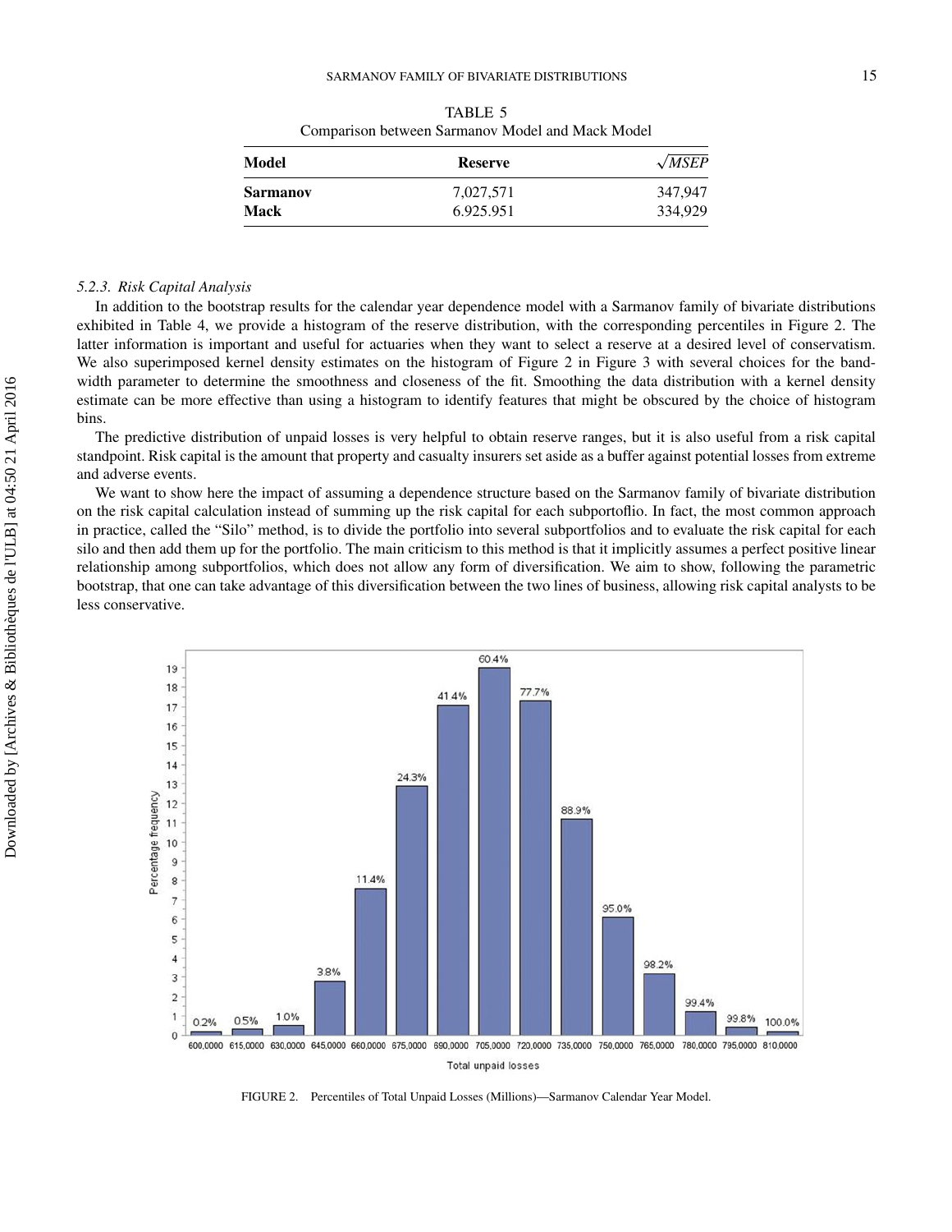TABLE 5
Comparison between Sarmanov Model and Mack Model

| Model | Reserve | $\sqrt{MSEP}$ |
| --- | --- | --- |
| **Sarmanov** | 7,027,571 | 347,947 |
| **Mack** | 6.925.951 | 334,929 |

### 5.2.3. *Risk Capital Analysis*

In addition to the bootstrap results for the calendar year dependence model with a Sarmanov family of bivariate distributions exhibited in Table 4, we provide a histogram of the reserve distribution, with the corresponding percentiles in Figure 2. The latter information is important and useful for actuaries when they want to select a reserve at a desired level of conservatism. We also superimposed kernel density estimates on the histogram of Figure 2 in Figure 3 with several choices for the bandwidth parameter to determine the smoothness and closeness of the fit. Smoothing the data distribution with a kernel density estimate can be more effective than using a histogram to identify features that might be obscured by the choice of histogram bins.

The predictive distribution of unpaid losses is very helpful to obtain reserve ranges, but it is also useful from a risk capital standpoint. Risk capital is the amount that property and casualty insurers set aside as a buffer against potential losses from extreme and adverse events.

We want to show here the impact of assuming a dependence structure based on the Sarmanov family of bivariate distribution on the risk capital calculation instead of summing up the risk capital for each subportoflio. In fact, the most common approach in practice, called the "Silo" method, is to divide the portfolio into several subportfolios and to evaluate the risk capital for each silo and then add them up for the portfolio. The main criticism to this method is that it implicitly assumes a perfect positive linear relationship among subportfolios, which does not allow any form of diversification. We aim to show, following the parametric bootstrap, that one can take advantage of this diversification between the two lines of business, allowing risk capital analysts to be less conservative.

FIGURE 2. Percentiles of Total Unpaid Losses (Millions)—Sarmanov Calendar Year Model.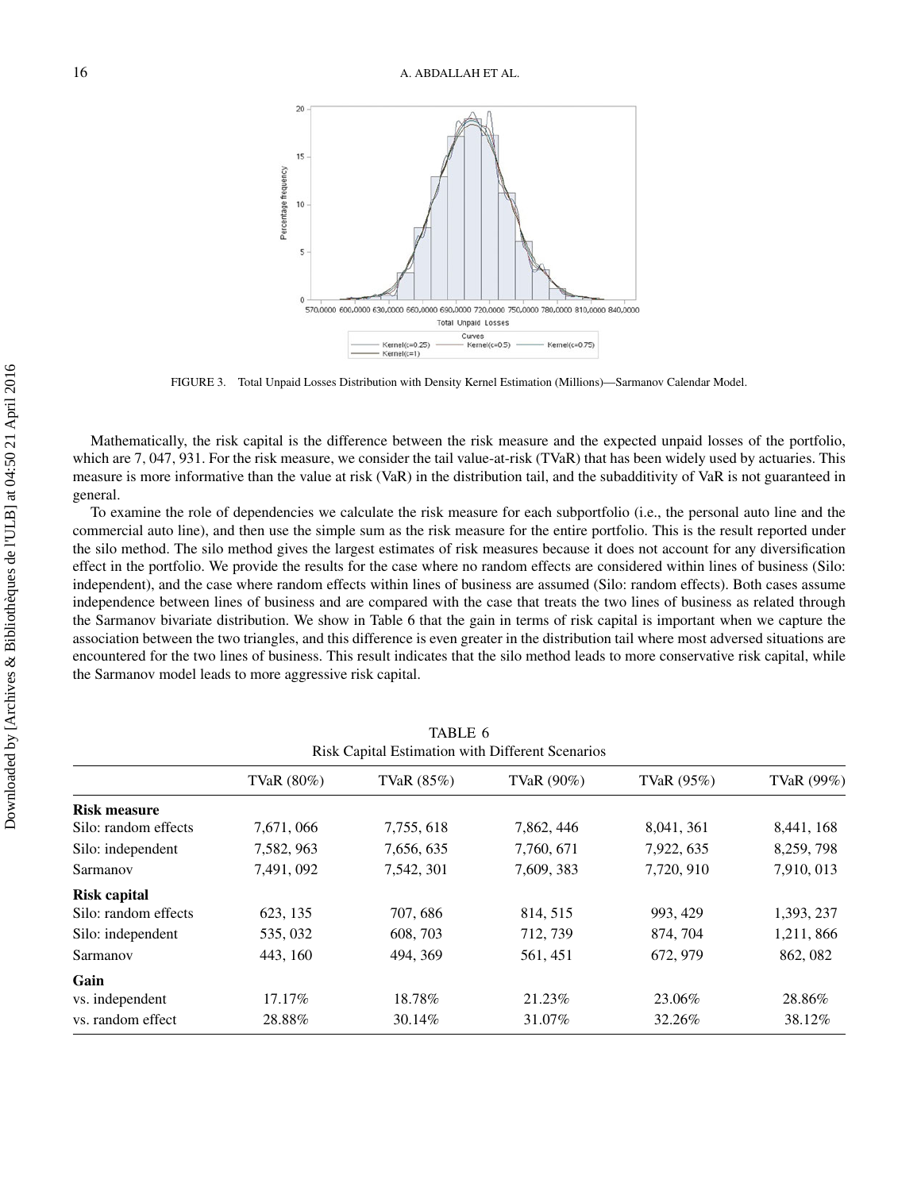FIGURE 3. Total Unpaid Losses Distribution with Density Kernel Estimation (Millions)—Sarmanov Calendar Model.

Mathematically, the risk capital is the difference between the risk measure and the expected unpaid losses of the portfolio, which are 7, 047, 931. For the risk measure, we consider the tail value-at-risk (TVaR) that has been widely used by actuaries. This measure is more informative than the value at risk (VaR) in the distribution tail, and the subadditivity of VaR is not guaranteed in general.

To examine the role of dependencies we calculate the risk measure for each subportfolio (i.e., the personal auto line and the commercial auto line), and then use the simple sum as the risk measure for the entire portfolio. This is the result reported under the silo method. The silo method gives the largest estimates of risk measures because it does not account for any diversification effect in the portfolio. We provide the results for the case where no random effects are considered within lines of business (Silo: independent), and the case where random effects within lines of business are assumed (Silo: random effects). Both cases assume independence between lines of business and are compared with the case that treats the two lines of business as related through the Sarmanov bivariate distribution. We show in Table 6 that the gain in terms of risk capital is important when we capture the association between the two triangles, and this difference is even greater in the distribution tail where most adversed situations are encountered for the two lines of business. This result indicates that the silo method leads to more conservative risk capital, while the Sarmanov model leads to more aggressive risk capital.

TABLE 6
Risk Capital Estimation with Different Scenarios

| | TVaR (80%) | TVaR (85%) | TVaR (90%) | TVaR (95%) | TVaR (99%) |
|---|---|---|---|---|---|
| **Risk measure** | | | | | |
| Silo: random effects | 7,671, 066 | 7,755, 618 | 7,862, 446 | 8,041, 361 | 8,441, 168 |
| Silo: independent | 7,582, 963 | 7,656, 635 | 7,760, 671 | 7,922, 635 | 8,259, 798 |
| Sarmanov | 7,491, 092 | 7,542, 301 | 7,609, 383 | 7,720, 910 | 7,910, 013 |
| **Risk capital** | | | | | |
| Silo: random effects | 623, 135 | 707, 686 | 814, 515 | 993, 429 | 1,393, 237 |
| Silo: independent | 535, 032 | 608, 703 | 712, 739 | 874, 704 | 1,211, 866 |
| Sarmanov | 443, 160 | 494, 369 | 561, 451 | 672, 979 | 862, 082 |
| **Gain** | | | | | |
| vs. independent | 17.17% | 18.78% | 21.23% | 23.06% | 28.86% |
| vs. random effect | 28.88% | 30.14% | 31.07% | 32.26% | 38.12% |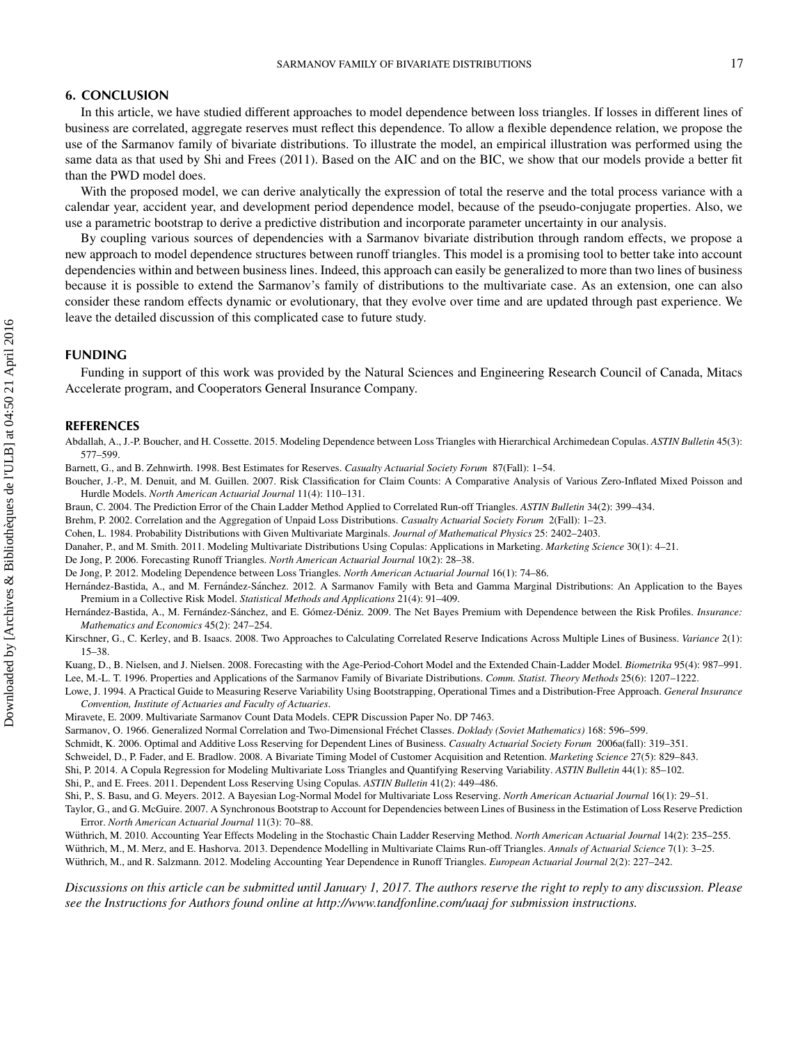## 6. CONCLUSION

In this article, we have studied different approaches to model dependence between loss triangles. If losses in different lines of business are correlated, aggregate reserves must reflect this dependence. To allow a flexible dependence relation, we propose the use of the Sarmanov family of bivariate distributions. To illustrate the model, an empirical illustration was performed using the same data as that used by Shi and Frees (2011). Based on the AIC and on the BIC, we show that our models provide a better fit than the PWD model does.

With the proposed model, we can derive analytically the expression of total the reserve and the total process variance with a calendar year, accident year, and development period dependence model, because of the pseudo-conjugate properties. Also, we use a parametric bootstrap to derive a predictive distribution and incorporate parameter uncertainty in our analysis.

By coupling various sources of dependencies with a Sarmanov bivariate distribution through random effects, we propose a new approach to model dependence structures between runoff triangles. This model is a promising tool to better take into account dependencies within and between business lines. Indeed, this approach can easily be generalized to more than two lines of business because it is possible to extend the Sarmanov's family of distributions to the multivariate case. As an extension, one can also consider these random effects dynamic or evolutionary, that they evolve over time and are updated through past experience. We leave the detailed discussion of this complicated case to future study.

## FUNDING

Funding in support of this work was provided by the Natural Sciences and Engineering Research Council of Canada, Mitacs Accelerate program, and Cooperators General Insurance Company.

## REFERENCES

Abdallah, A., J.-P. Boucher, and H. Cossette. 2015. Modeling Dependence between Loss Triangles with Hierarchical Archimedean Copulas. *ASTIN Bulletin* 45(3): 577–599.

Barnett, G., and B. Zehnwirth. 1998. Best Estimates for Reserves. *Casualty Actuarial Society Forum* 87(Fall): 1–54.

Boucher, J.-P., M. Denuit, and M. Guillen. 2007. Risk Classification for Claim Counts: A Comparative Analysis of Various Zero-Inflated Mixed Poisson and Hurdle Models. *North American Actuarial Journal* 11(4): 110–131.

Braun, C. 2004. The Prediction Error of the Chain Ladder Method Applied to Correlated Run-off Triangles. *ASTIN Bulletin* 34(2): 399–434.

Brehm, P. 2002. Correlation and the Aggregation of Unpaid Loss Distributions. *Casualty Actuarial Society Forum* 2(Fall): 1–23.

Cohen, L. 1984. Probability Distributions with Given Multivariate Marginals. *Journal of Mathematical Physics* 25: 2402–2403.

Danaher, P., and M. Smith. 2011. Modeling Multivariate Distributions Using Copulas: Applications in Marketing. *Marketing Science* 30(1): 4–21.

De Jong, P. 2006. Forecasting Runoff Triangles. *North American Actuarial Journal* 10(2): 28–38.

De Jong, P. 2012. Modeling Dependence between Loss Triangles. *North American Actuarial Journal* 16(1): 74–86.

Hernández-Bastida, A., and M. Fernández-Sánchez. 2012. A Sarmanov Family with Beta and Gamma Marginal Distributions: An Application to the Bayes Premium in a Collective Risk Model. *Statistical Methods and Applications* 21(4): 91–409.

Hernández-Bastida, A., M. Fernández-Sánchez, and E. Gómez-Déniz. 2009. The Net Bayes Premium with Dependence between the Risk Profiles. *Insurance: Mathematics and Economics* 45(2): 247–254.

Kirschner, G., C. Kerley, and B. Isaacs. 2008. Two Approaches to Calculating Correlated Reserve Indications Across Multiple Lines of Business. *Variance* 2(1): 15–38.

Kuang, D., B. Nielsen, and J. Nielsen. 2008. Forecasting with the Age-Period-Cohort Model and the Extended Chain-Ladder Model. *Biometrika* 95(4): 987–991.

Lee, M.-L. T. 1996. Properties and Applications of the Sarmanov Family of Bivariate Distributions. *Comm. Statist. Theory Methods* 25(6): 1207–1222.

Lowe, J. 1994. A Practical Guide to Measuring Reserve Variability Using Bootstrapping, Operational Times and a Distribution-Free Approach. *General Insurance Convention, Institute of Actuaries and Faculty of Actuaries*.

Miravete, E. 2009. Multivariate Sarmanov Count Data Models. CEPR Discussion Paper No. DP 7463.

Sarmanov, O. 1966. Generalized Normal Correlation and Two-Dimensional Fréchet Classes. *Doklady (Soviet Mathematics)* 168: 596–599.

Schmidt, K. 2006. Optimal and Additive Loss Reserving for Dependent Lines of Business. *Casualty Actuarial Society Forum* 2006a(fall): 319–351.

Schweidel, D., P. Fader, and E. Bradlow. 2008. A Bivariate Timing Model of Customer Acquisition and Retention. *Marketing Science* 27(5): 829–843.

Shi, P. 2014. A Copula Regression for Modeling Multivariate Loss Triangles and Quantifying Reserving Variability. *ASTIN Bulletin* 44(1): 85–102.

Shi, P., and E. Frees. 2011. Dependent Loss Reserving Using Copulas. *ASTIN Bulletin* 41(2): 449–486.

Shi, P., S. Basu, and G. Meyers. 2012. A Bayesian Log-Normal Model for Multivariate Loss Reserving. *North American Actuarial Journal* 16(1): 29–51.

Taylor, G., and G. McGuire. 2007. A Synchronous Bootstrap to Account for Dependencies between Lines of Business in the Estimation of Loss Reserve Prediction Error. *North American Actuarial Journal* 11(3): 70–88.

Wüthrich, M. 2010. Accounting Year Effects Modeling in the Stochastic Chain Ladder Reserving Method. *North American Actuarial Journal* 14(2): 235–255.

Wüthrich, M., M. Merz, and E. Hashorva. 2013. Dependence Modelling in Multivariate Claims Run-off Triangles. *Annals of Actuarial Science* 7(1): 3–25.

Wüthrich, M., and R. Salzmann. 2012. Modeling Accounting Year Dependence in Runoff Triangles. *European Actuarial Journal* 2(2): 227–242.

*Discussions on this article can be submitted until January 1, 2017. The authors reserve the right to reply to any discussion. Please see the Instructions for Authors found online at http://www.tandfonline.com/uaaj for submission instructions.*